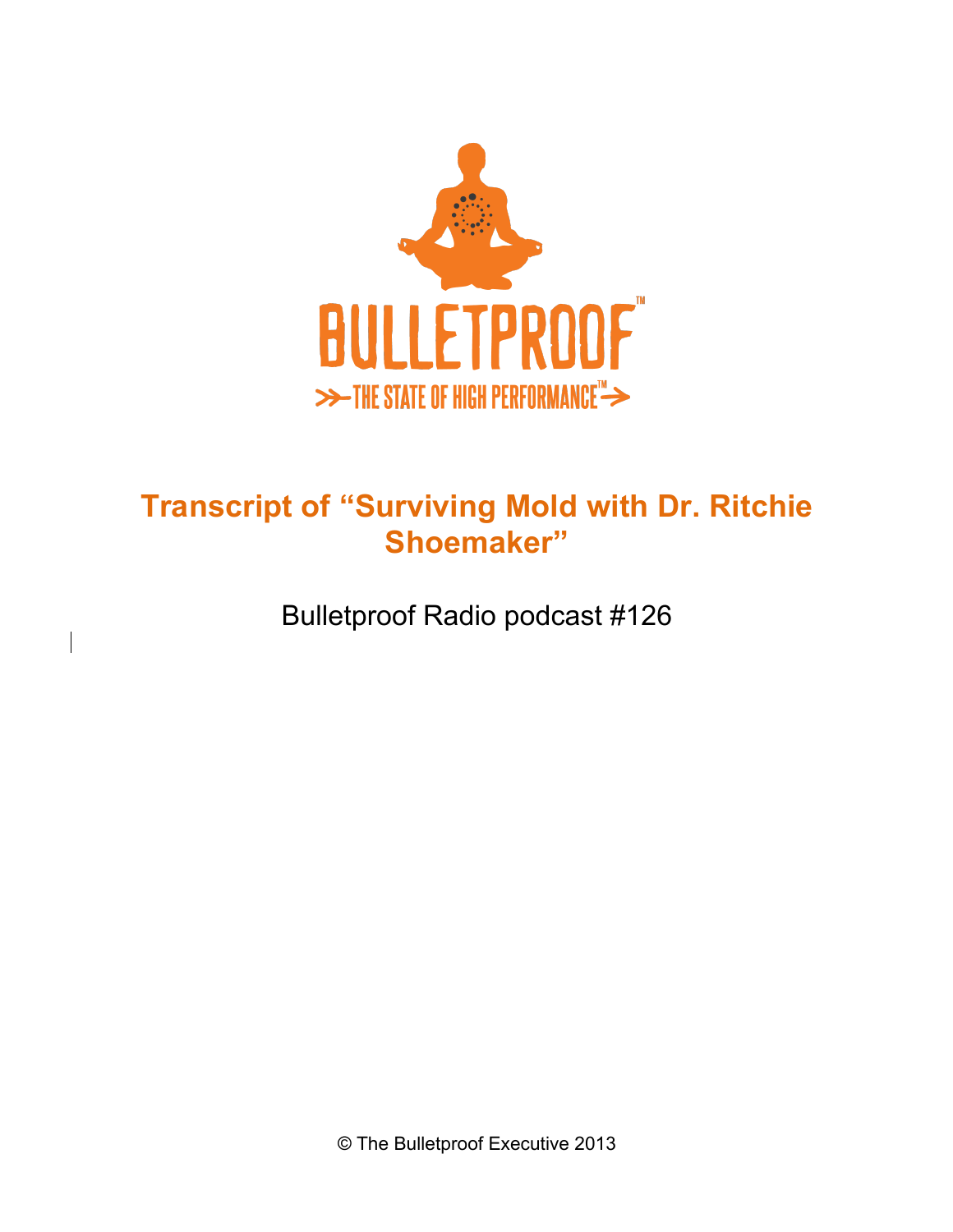BULLETPROOF

THE STATE OF HIGH PERFORMANCE™

# Transcript of "Surviving Mold with Dr. Ritchie Shoemaker"

Bulletproof Radio podcast #126

© The Bulletproof Executive 2013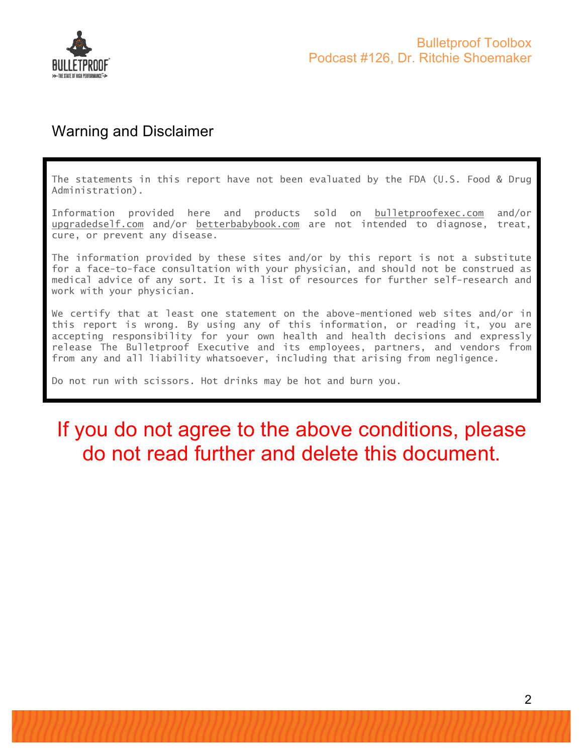## Warning and Disclaimer

The statements in this report have not been evaluated by the FDA (U.S. Food & Drug Administration).

Information provided here and products sold on bulletproofexec.com and/or upgradedself.com and/or betterbabybook.com are not intended to diagnose, treat, cure, or prevent any disease.

The information provided by these sites and/or by this report is not a substitute for a face-to-face consultation with your physician, and should not be construed as medical advice of any sort. It is a list of resources for further self-research and work with your physician.

We certify that at least one statement on the above-mentioned web sites and/or in this report is wrong. By using any of this information, or reading it, you are accepting responsibility for your own health and health decisions and expressly release The Bulletproof Executive and its employees, partners, and vendors from from any and all liability whatsoever, including that arising from negligence.

Do not run with scissors. Hot drinks may be hot and burn you.

**If you do not agree to the above conditions, please do not read further and delete this document.**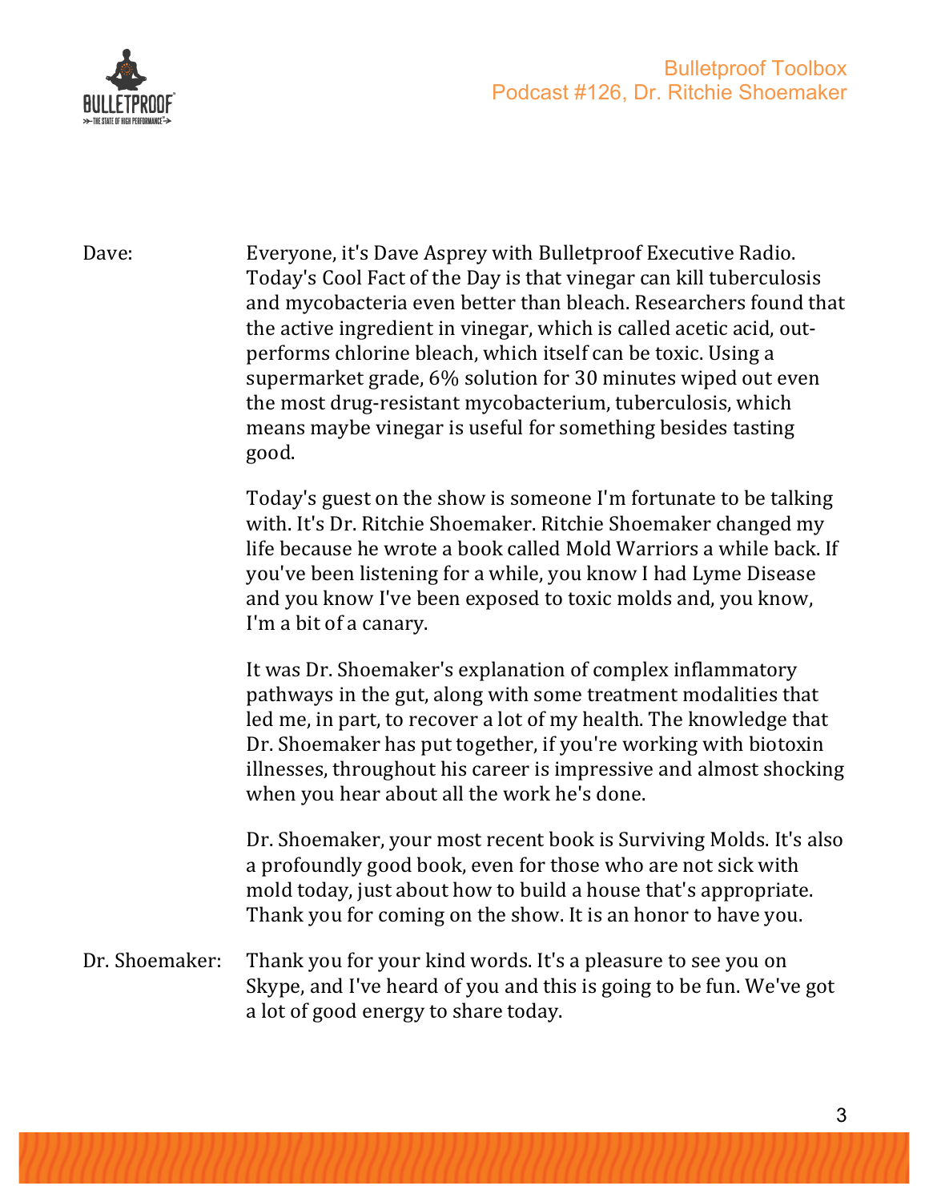Dave: Everyone, it's Dave Asprey with Bulletproof Executive Radio. Today's Cool Fact of the Day is that vinegar can kill tuberculosis and mycobacteria even better than bleach. Researchers found that the active ingredient in vinegar, which is called acetic acid, out-performs chlorine bleach, which itself can be toxic. Using a supermarket grade, 6% solution for 30 minutes wiped out even the most drug-resistant mycobacterium, tuberculosis, which means maybe vinegar is useful for something besides tasting good.

Today's guest on the show is someone I'm fortunate to be talking with. It's Dr. Ritchie Shoemaker. Ritchie Shoemaker changed my life because he wrote a book called Mold Warriors a while back. If you've been listening for a while, you know I had Lyme Disease and you know I've been exposed to toxic molds and, you know, I'm a bit of a canary.

It was Dr. Shoemaker's explanation of complex inflammatory pathways in the gut, along with some treatment modalities that led me, in part, to recover a lot of my health. The knowledge that Dr. Shoemaker has put together, if you're working with biotoxin illnesses, throughout his career is impressive and almost shocking when you hear about all the work he's done.

Dr. Shoemaker, your most recent book is Surviving Molds. It's also a profoundly good book, even for those who are not sick with mold today, just about how to build a house that's appropriate. Thank you for coming on the show. It is an honor to have you.

Dr. Shoemaker: Thank you for your kind words. It's a pleasure to see you on Skype, and I've heard of you and this is going to be fun. We've got a lot of good energy to share today.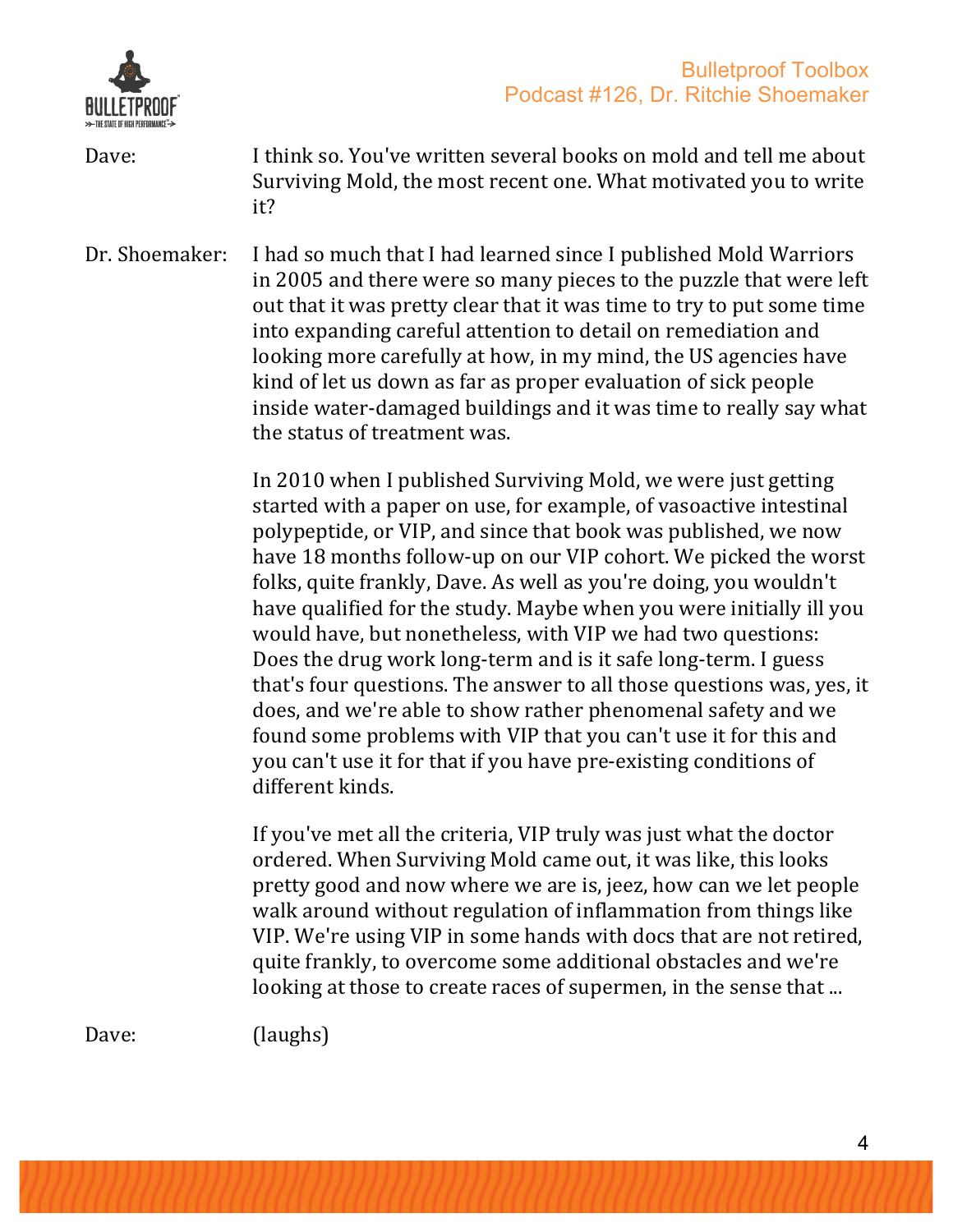Dave: I think so. You've written several books on mold and tell me about Surviving Mold, the most recent one. What motivated you to write it?

Dr. Shoemaker: I had so much that I had learned since I published Mold Warriors in 2005 and there were so many pieces to the puzzle that were left out that it was pretty clear that it was time to try to put some time into expanding careful attention to detail on remediation and looking more carefully at how, in my mind, the US agencies have kind of let us down as far as proper evaluation of sick people inside water-damaged buildings and it was time to really say what the status of treatment was.

In 2010 when I published Surviving Mold, we were just getting started with a paper on use, for example, of vasoactive intestinal polypeptide, or VIP, and since that book was published, we now have 18 months follow-up on our VIP cohort. We picked the worst folks, quite frankly, Dave. As well as you're doing, you wouldn't have qualified for the study. Maybe when you were initially ill you would have, but nonetheless, with VIP we had two questions: Does the drug work long-term and is it safe long-term. I guess that's four questions. The answer to all those questions was, yes, it does, and we're able to show rather phenomenal safety and we found some problems with VIP that you can't use it for this and you can't use it for that if you have pre-existing conditions of different kinds.

If you've met all the criteria, VIP truly was just what the doctor ordered. When Surviving Mold came out, it was like, this looks pretty good and now where we are is, jeez, how can we let people walk around without regulation of inflammation from things like VIP. We're using VIP in some hands with docs that are not retired, quite frankly, to overcome some additional obstacles and we're looking at those to create races of supermen, in the sense that ...

Dave: (laughs)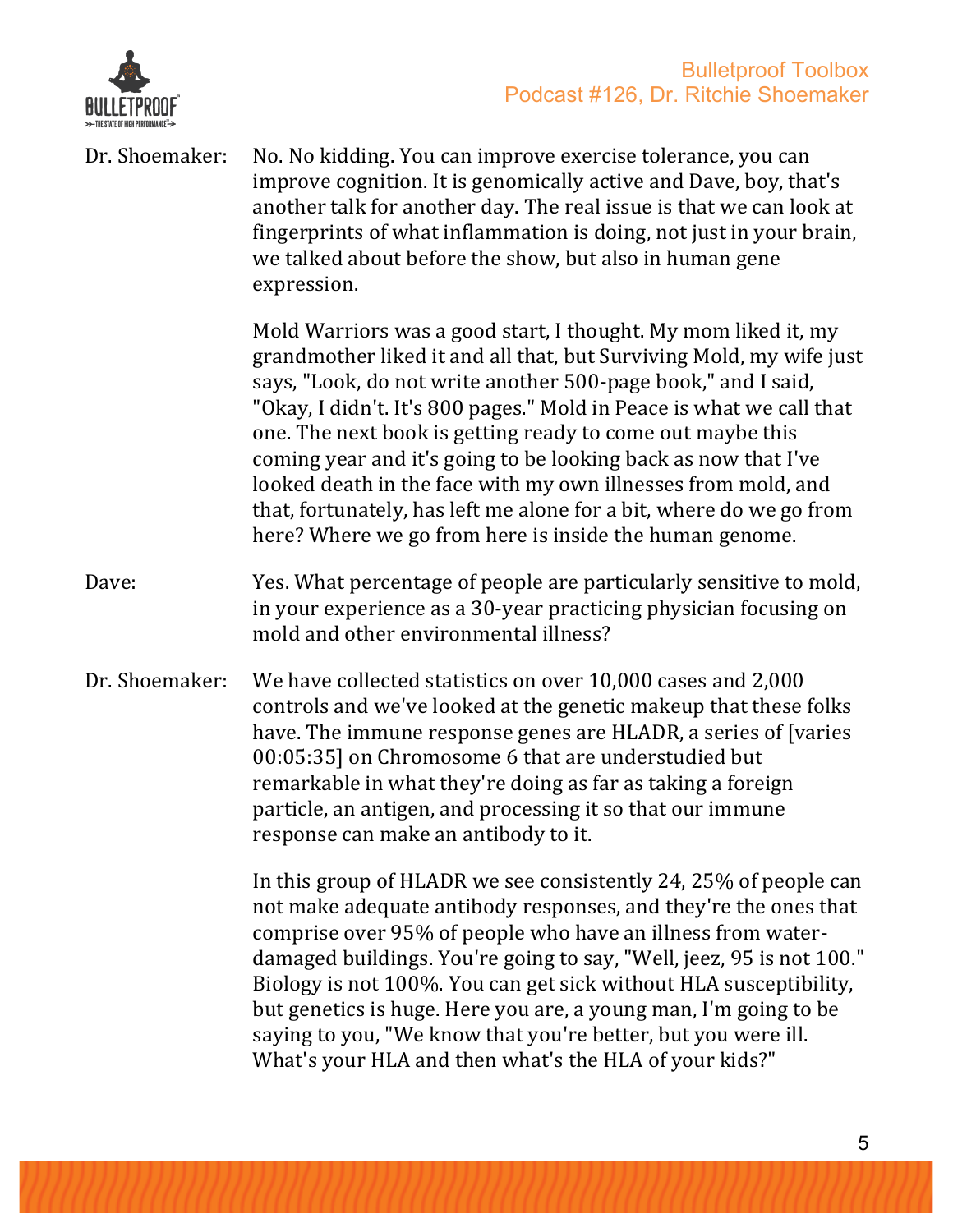Dr. Shoemaker: No. No kidding. You can improve exercise tolerance, you can improve cognition. It is genomically active and Dave, boy, that's another talk for another day. The real issue is that we can look at fingerprints of what inflammation is doing, not just in your brain, we talked about before the show, but also in human gene expression.

Mold Warriors was a good start, I thought. My mom liked it, my grandmother liked it and all that, but Surviving Mold, my wife just says, "Look, do not write another 500-page book," and I said, "Okay, I didn't. It's 800 pages." Mold in Peace is what we call that one. The next book is getting ready to come out maybe this coming year and it's going to be looking back as now that I've looked death in the face with my own illnesses from mold, and that, fortunately, has left me alone for a bit, where do we go from here? Where we go from here is inside the human genome.

Dave: Yes. What percentage of people are particularly sensitive to mold, in your experience as a 30-year practicing physician focusing on mold and other environmental illness?

Dr. Shoemaker: We have collected statistics on over 10,000 cases and 2,000 controls and we've looked at the genetic makeup that these folks have. The immune response genes are HLADR, a series of [varies 00:05:35] on Chromosome 6 that are understudied but remarkable in what they're doing as far as taking a foreign particle, an antigen, and processing it so that our immune response can make an antibody to it.

In this group of HLADR we see consistently 24, 25% of people can not make adequate antibody responses, and they're the ones that comprise over 95% of people who have an illness from water-damaged buildings. You're going to say, "Well, jeez, 95 is not 100." Biology is not 100%. You can get sick without HLA susceptibility, but genetics is huge. Here you are, a young man, I'm going to be saying to you, "We know that you're better, but you were ill. What's your HLA and then what's the HLA of your kids?"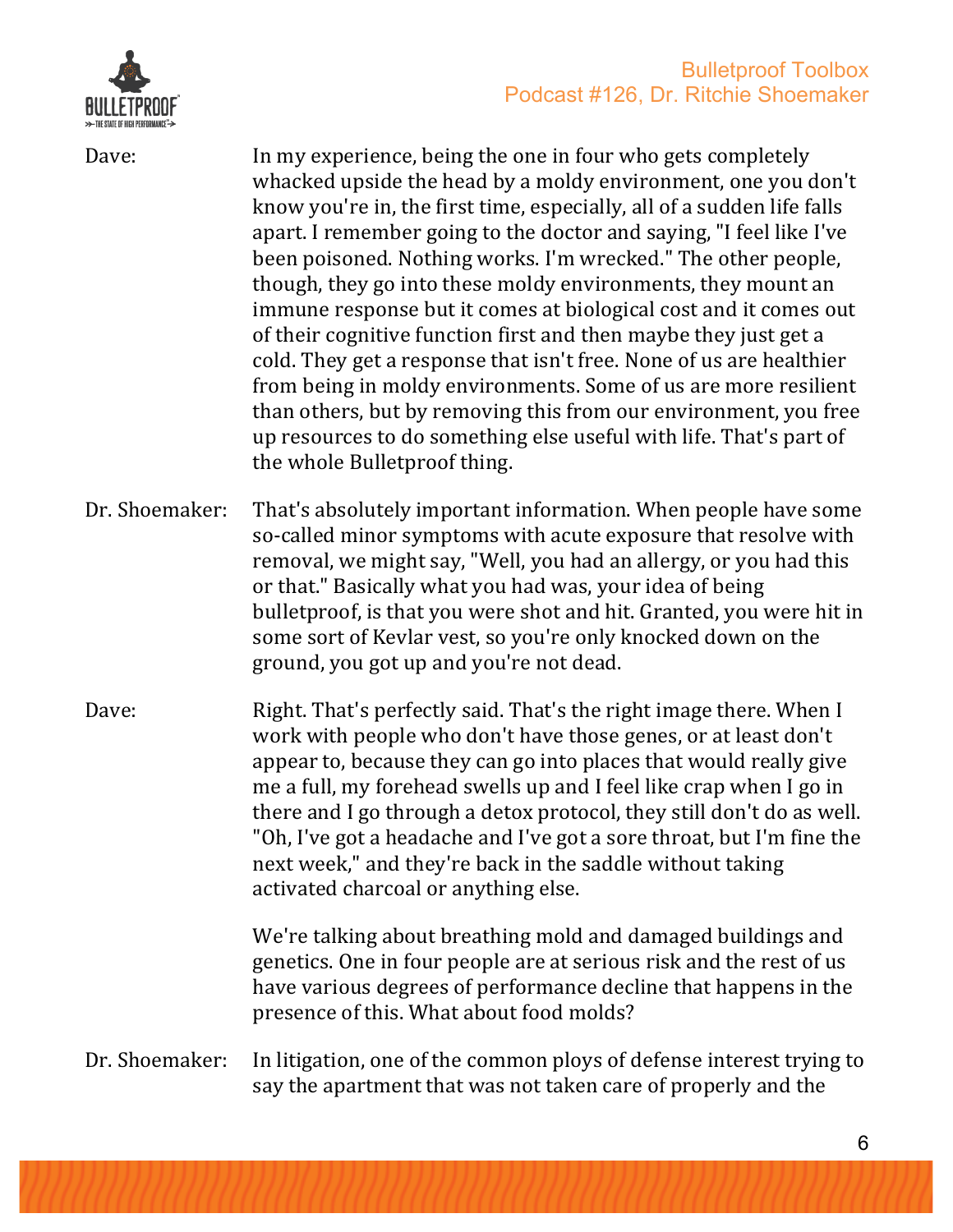Dave: In my experience, being the one in four who gets completely whacked upside the head by a moldy environment, one you don't know you're in, the first time, especially, all of a sudden life falls apart. I remember going to the doctor and saying, "I feel like I've been poisoned. Nothing works. I'm wrecked." The other people, though, they go into these moldy environments, they mount an immune response but it comes at biological cost and it comes out of their cognitive function first and then maybe they just get a cold. They get a response that isn't free. None of us are healthier from being in moldy environments. Some of us are more resilient than others, but by removing this from our environment, you free up resources to do something else useful with life. That's part of the whole Bulletproof thing.

Dr. Shoemaker: That's absolutely important information. When people have some so-called minor symptoms with acute exposure that resolve with removal, we might say, "Well, you had an allergy, or you had this or that." Basically what you had was, your idea of being bulletproof, is that you were shot and hit. Granted, you were hit in some sort of Kevlar vest, so you're only knocked down on the ground, you got up and you're not dead.

Dave: Right. That's perfectly said. That's the right image there. When I work with people who don't have those genes, or at least don't appear to, because they can go into places that would really give me a full, my forehead swells up and I feel like crap when I go in there and I go through a detox protocol, they still don't do as well. "Oh, I've got a headache and I've got a sore throat, but I'm fine the next week," and they're back in the saddle without taking activated charcoal or anything else.

We're talking about breathing mold and damaged buildings and genetics. One in four people are at serious risk and the rest of us have various degrees of performance decline that happens in the presence of this. What about food molds?

Dr. Shoemaker: In litigation, one of the common ploys of defense interest trying to say the apartment that was not taken care of properly and the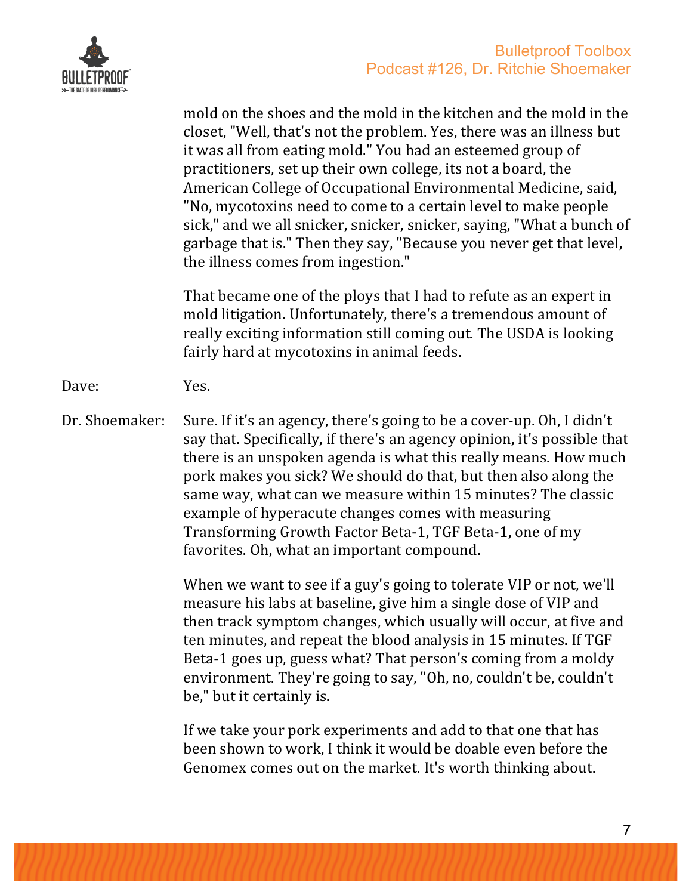mold on the shoes and the mold in the kitchen and the mold in the closet, "Well, that's not the problem. Yes, there was an illness but it was all from eating mold." You had an esteemed group of practitioners, set up their own college, its not a board, the American College of Occupational Environmental Medicine, said, "No, mycotoxins need to come to a certain level to make people sick," and we all snicker, snicker, snicker, saying, "What a bunch of garbage that is." Then they say, "Because you never get that level, the illness comes from ingestion."

That became one of the ploys that I had to refute as an expert in mold litigation. Unfortunately, there's a tremendous amount of really exciting information still coming out. The USDA is looking fairly hard at mycotoxins in animal feeds.

Dave: Yes.

Dr. Shoemaker: Sure. If it's an agency, there's going to be a cover-up. Oh, I didn't say that. Specifically, if there's an agency opinion, it's possible that there is an unspoken agenda is what this really means. How much pork makes you sick? We should do that, but then also along the same way, what can we measure within 15 minutes? The classic example of hyperacute changes comes with measuring Transforming Growth Factor Beta-1, TGF Beta-1, one of my favorites. Oh, what an important compound.

When we want to see if a guy's going to tolerate VIP or not, we'll measure his labs at baseline, give him a single dose of VIP and then track symptom changes, which usually will occur, at five and ten minutes, and repeat the blood analysis in 15 minutes. If TGF Beta-1 goes up, guess what? That person's coming from a moldy environment. They're going to say, "Oh, no, couldn't be, couldn't be," but it certainly is.

If we take your pork experiments and add to that one that has been shown to work, I think it would be doable even before the Genomex comes out on the market. It's worth thinking about.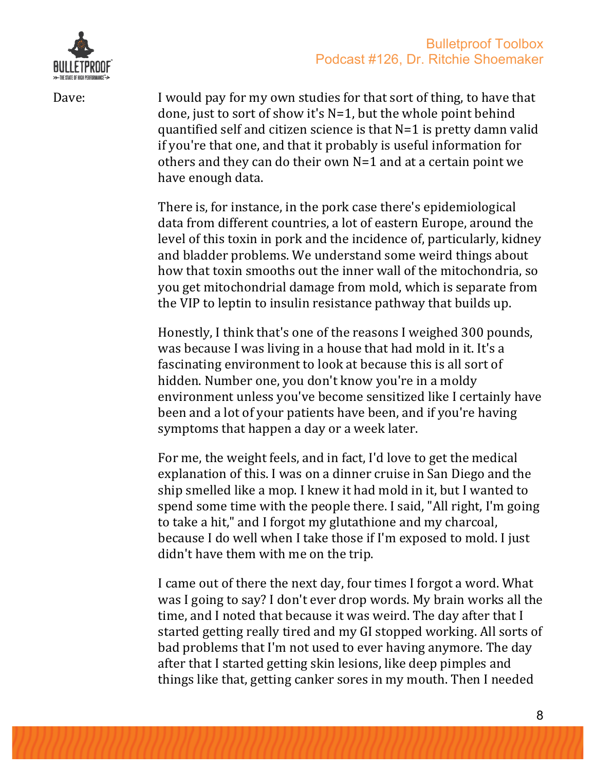Dave: I would pay for my own studies for that sort of thing, to have that done, just to sort of show it's N=1, but the whole point behind quantified self and citizen science is that N=1 is pretty damn valid if you're that one, and that it probably is useful information for others and they can do their own N=1 and at a certain point we have enough data.

There is, for instance, in the pork case there's epidemiological data from different countries, a lot of eastern Europe, around the level of this toxin in pork and the incidence of, particularly, kidney and bladder problems. We understand some weird things about how that toxin smooths out the inner wall of the mitochondria, so you get mitochondrial damage from mold, which is separate from the VIP to leptin to insulin resistance pathway that builds up.

Honestly, I think that's one of the reasons I weighed 300 pounds, was because I was living in a house that had mold in it. It's a fascinating environment to look at because this is all sort of hidden. Number one, you don't know you're in a moldy environment unless you've become sensitized like I certainly have been and a lot of your patients have been, and if you're having symptoms that happen a day or a week later.

For me, the weight feels, and in fact, I'd love to get the medical explanation of this. I was on a dinner cruise in San Diego and the ship smelled like a mop. I knew it had mold in it, but I wanted to spend some time with the people there. I said, "All right, I'm going to take a hit," and I forgot my glutathione and my charcoal, because I do well when I take those if I'm exposed to mold. I just didn't have them with me on the trip.

I came out of there the next day, four times I forgot a word. What was I going to say? I don't ever drop words. My brain works all the time, and I noted that because it was weird. The day after that I started getting really tired and my GI stopped working. All sorts of bad problems that I'm not used to ever having anymore. The day after that I started getting skin lesions, like deep pimples and things like that, getting canker sores in my mouth. Then I needed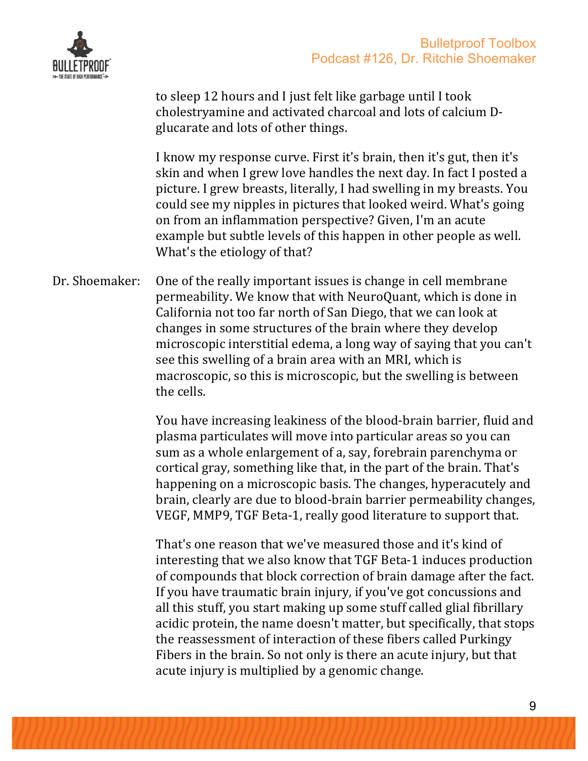to sleep 12 hours and I just felt like garbage until I took cholestryamine and activated charcoal and lots of calcium D-glucarate and lots of other things.

I know my response curve. First it's brain, then it's gut, then it's skin and when I grew love handles the next day. In fact I posted a picture. I grew breasts, literally, I had swelling in my breasts. You could see my nipples in pictures that looked weird. What's going on from an inflammation perspective? Given, I'm an acute example but subtle levels of this happen in other people as well. What's the etiology of that?

Dr. Shoemaker: One of the really important issues is change in cell membrane permeability. We know that with NeuroQuant, which is done in California not too far north of San Diego, that we can look at changes in some structures of the brain where they develop microscopic interstitial edema, a long way of saying that you can't see this swelling of a brain area with an MRI, which is macroscopic, so this is microscopic, but the swelling is between the cells.

You have increasing leakiness of the blood-brain barrier, fluid and plasma particulates will move into particular areas so you can sum as a whole enlargement of a, say, forebrain parenchyma or cortical gray, something like that, in the part of the brain. That's happening on a microscopic basis. The changes, hyperacutely and brain, clearly are due to blood-brain barrier permeability changes, VEGF, MMP9, TGF Beta-1, really good literature to support that.

That's one reason that we've measured those and it's kind of interesting that we also know that TGF Beta-1 induces production of compounds that block correction of brain damage after the fact. If you have traumatic brain injury, if you've got concussions and all this stuff, you start making up some stuff called glial fibrillary acidic protein, the name doesn't matter, but specifically, that stops the reassessment of interaction of these fibers called Purkingy Fibers in the brain. So not only is there an acute injury, but that acute injury is multiplied by a genomic change.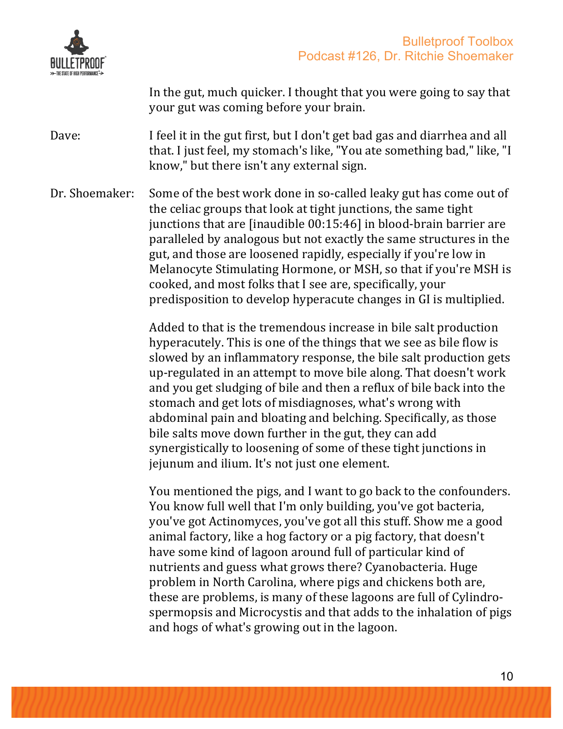In the gut, much quicker. I thought that you were going to say that your gut was coming before your brain.

Dave: I feel it in the gut first, but I don't get bad gas and diarrhea and all that. I just feel, my stomach's like, "You ate something bad," like, "I know," but there isn't any external sign.

Dr. Shoemaker: Some of the best work done in so-called leaky gut has come out of the celiac groups that look at tight junctions, the same tight junctions that are [inaudible 00:15:46] in blood-brain barrier are paralleled by analogous but not exactly the same structures in the gut, and those are loosened rapidly, especially if you're low in Melanocyte Stimulating Hormone, or MSH, so that if you're MSH is cooked, and most folks that I see are, specifically, your predisposition to develop hyperacute changes in GI is multiplied.

Added to that is the tremendous increase in bile salt production hyperacutely. This is one of the things that we see as bile flow is slowed by an inflammatory response, the bile salt production gets up-regulated in an attempt to move bile along. That doesn't work and you get sludging of bile and then a reflux of bile back into the stomach and get lots of misdiagnoses, what's wrong with abdominal pain and bloating and belching. Specifically, as those bile salts move down further in the gut, they can add synergistically to loosening of some of these tight junctions in jejunum and ilium. It's not just one element.

You mentioned the pigs, and I want to go back to the confounders. You know full well that I'm only building, you've got bacteria, you've got Actinomyces, you've got all this stuff. Show me a good animal factory, like a hog factory or a pig factory, that doesn't have some kind of lagoon around full of particular kind of nutrients and guess what grows there? Cyanobacteria. Huge problem in North Carolina, where pigs and chickens both are, these are problems, is many of these lagoons are full of Cylindrospermopsis and Microcystis and that adds to the inhalation of pigs and hogs of what's growing out in the lagoon.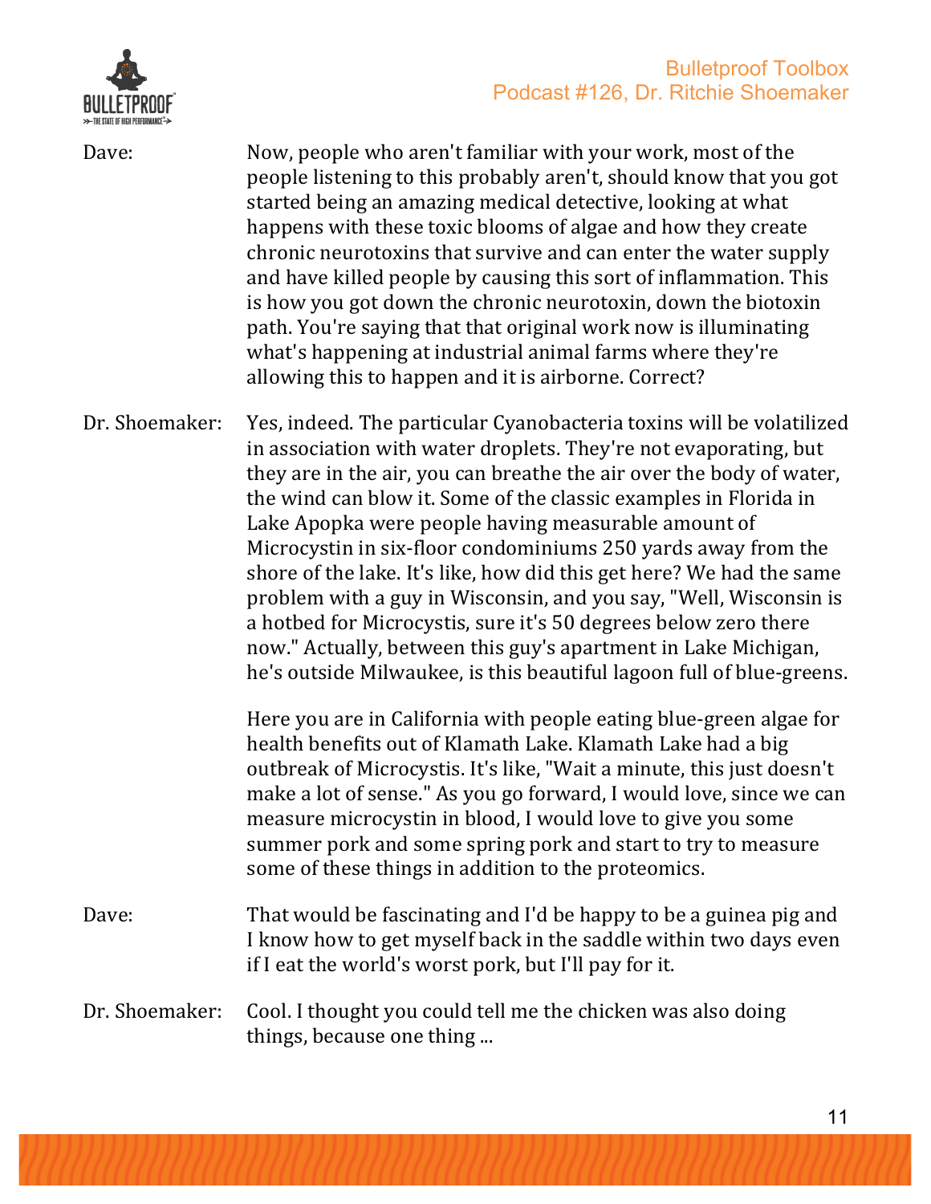Dave: Now, people who aren't familiar with your work, most of the people listening to this probably aren't, should know that you got started being an amazing medical detective, looking at what happens with these toxic blooms of algae and how they create chronic neurotoxins that survive and can enter the water supply and have killed people by causing this sort of inflammation. This is how you got down the chronic neurotoxin, down the biotoxin path. You're saying that that original work now is illuminating what's happening at industrial animal farms where they're allowing this to happen and it is airborne. Correct?

Dr. Shoemaker: Yes, indeed. The particular Cyanobacteria toxins will be volatilized in association with water droplets. They're not evaporating, but they are in the air, you can breathe the air over the body of water, the wind can blow it. Some of the classic examples in Florida in Lake Apopka were people having measurable amount of Microcystin in six-floor condominiums 250 yards away from the shore of the lake. It's like, how did this get here? We had the same problem with a guy in Wisconsin, and you say, "Well, Wisconsin is a hotbed for Microcystis, sure it's 50 degrees below zero there now." Actually, between this guy's apartment in Lake Michigan, he's outside Milwaukee, is this beautiful lagoon full of blue-greens.

Here you are in California with people eating blue-green algae for health benefits out of Klamath Lake. Klamath Lake had a big outbreak of Microcystis. It's like, "Wait a minute, this just doesn't make a lot of sense." As you go forward, I would love, since we can measure microcystin in blood, I would love to give you some summer pork and some spring pork and start to try to measure some of these things in addition to the proteomics.

Dave: That would be fascinating and I'd be happy to be a guinea pig and I know how to get myself back in the saddle within two days even if I eat the world's worst pork, but I'll pay for it.

Dr. Shoemaker: Cool. I thought you could tell me the chicken was also doing things, because one thing ...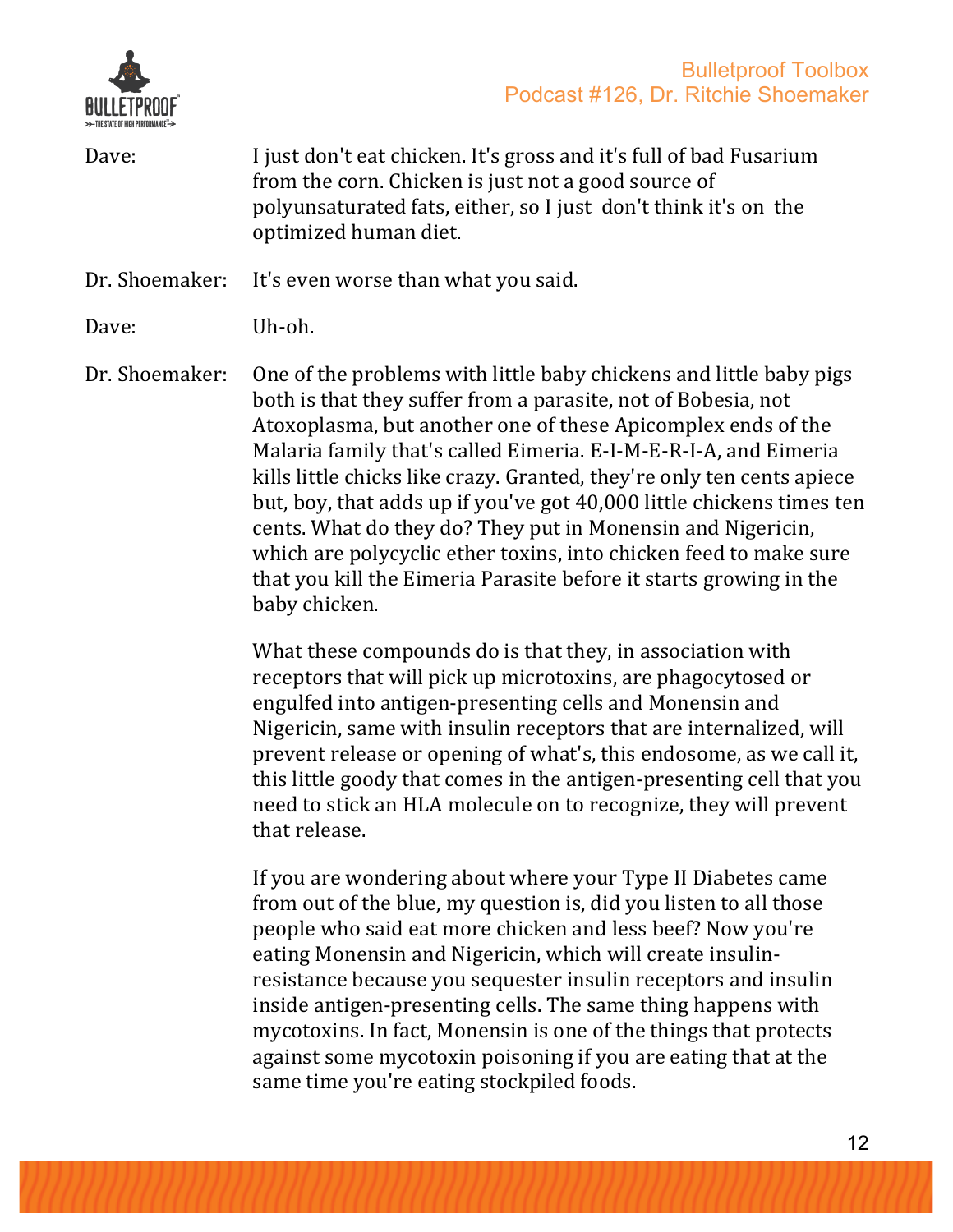**Dave:** I just don't eat chicken. It's gross and it's full of bad Fusarium from the corn. Chicken is just not a good source of polyunsaturated fats, either, so I just don't think it's on the optimized human diet.

**Dr. Shoemaker:** It's even worse than what you said.

**Dave:** Uh-oh.

**Dr. Shoemaker:** One of the problems with little baby chickens and little baby pigs both is that they suffer from a parasite, not of Bobesia, not Atoxoplasma, but another one of these Apicomplex ends of the Malaria family that's called Eimeria. E-I-M-E-R-I-A, and Eimeria kills little chicks like crazy. Granted, they're only ten cents apiece but, boy, that adds up if you've got 40,000 little chickens times ten cents. What do they do? They put in Monensin and Nigericin, which are polycyclic ether toxins, into chicken feed to make sure that you kill the Eimeria Parasite before it starts growing in the baby chicken.

What these compounds do is that they, in association with receptors that will pick up microtoxins, are phagocytosed or engulfed into antigen-presenting cells and Monensin and Nigericin, same with insulin receptors that are internalized, will prevent release or opening of what's, this endosome, as we call it, this little goody that comes in the antigen-presenting cell that you need to stick an HLA molecule on to recognize, they will prevent that release.

If you are wondering about where your Type II Diabetes came from out of the blue, my question is, did you listen to all those people who said eat more chicken and less beef? Now you're eating Monensin and Nigericin, which will create insulin-resistance because you sequester insulin receptors and insulin inside antigen-presenting cells. The same thing happens with mycotoxins. In fact, Monensin is one of the things that protects against some mycotoxin poisoning if you are eating that at the same time you're eating stockpiled foods.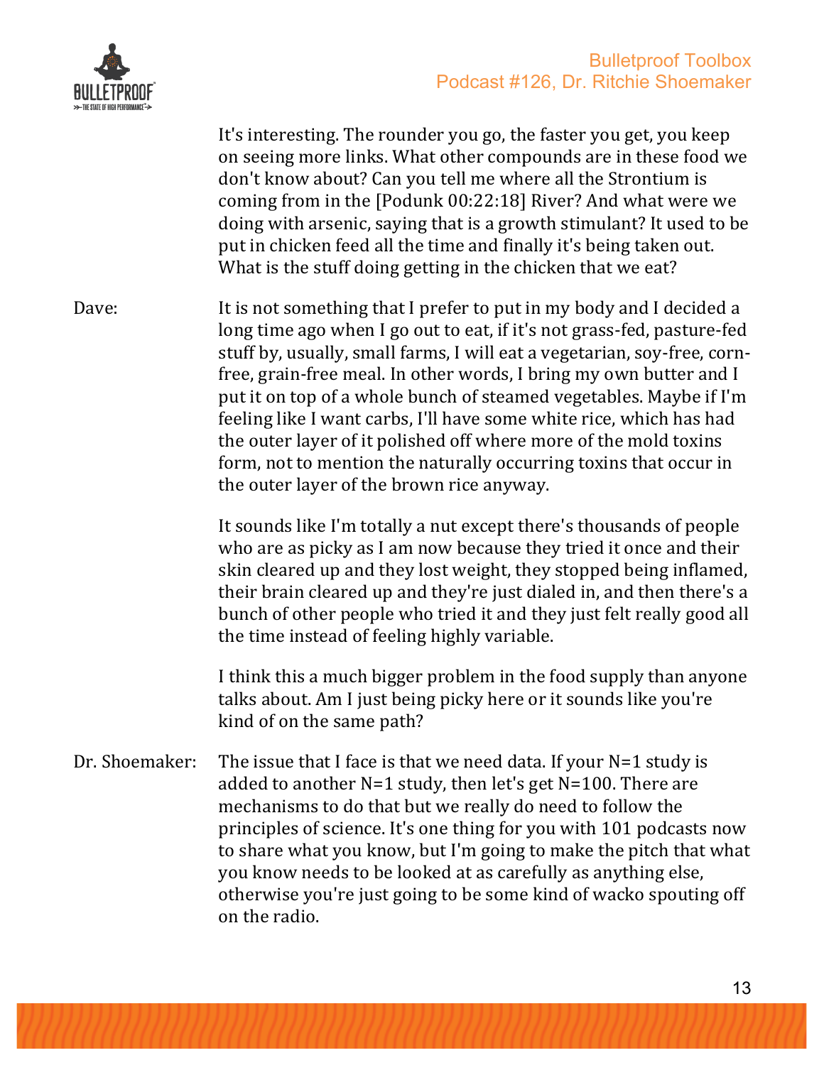It's interesting. The rounder you go, the faster you get, you keep on seeing more links. What other compounds are in these food we don't know about? Can you tell me where all the Strontium is coming from in the [Podunk 00:22:18] River? And what were we doing with arsenic, saying that is a growth stimulant? It used to be put in chicken feed all the time and finally it's being taken out. What is the stuff doing getting in the chicken that we eat?

Dave: It is not something that I prefer to put in my body and I decided a long time ago when I go out to eat, if it's not grass-fed, pasture-fed stuff by, usually, small farms, I will eat a vegetarian, soy-free, corn-free, grain-free meal. In other words, I bring my own butter and I put it on top of a whole bunch of steamed vegetables. Maybe if I'm feeling like I want carbs, I'll have some white rice, which has had the outer layer of it polished off where more of the mold toxins form, not to mention the naturally occurring toxins that occur in the outer layer of the brown rice anyway.

It sounds like I'm totally a nut except there's thousands of people who are as picky as I am now because they tried it once and their skin cleared up and they lost weight, they stopped being inflamed, their brain cleared up and they're just dialed in, and then there's a bunch of other people who tried it and they just felt really good all the time instead of feeling highly variable.

I think this a much bigger problem in the food supply than anyone talks about. Am I just being picky here or it sounds like you're kind of on the same path?

Dr. Shoemaker: The issue that I face is that we need data. If your N=1 study is added to another N=1 study, then let's get N=100. There are mechanisms to do that but we really do need to follow the principles of science. It's one thing for you with 101 podcasts now to share what you know, but I'm going to make the pitch that what you know needs to be looked at as carefully as anything else, otherwise you're just going to be some kind of wacko spouting off on the radio.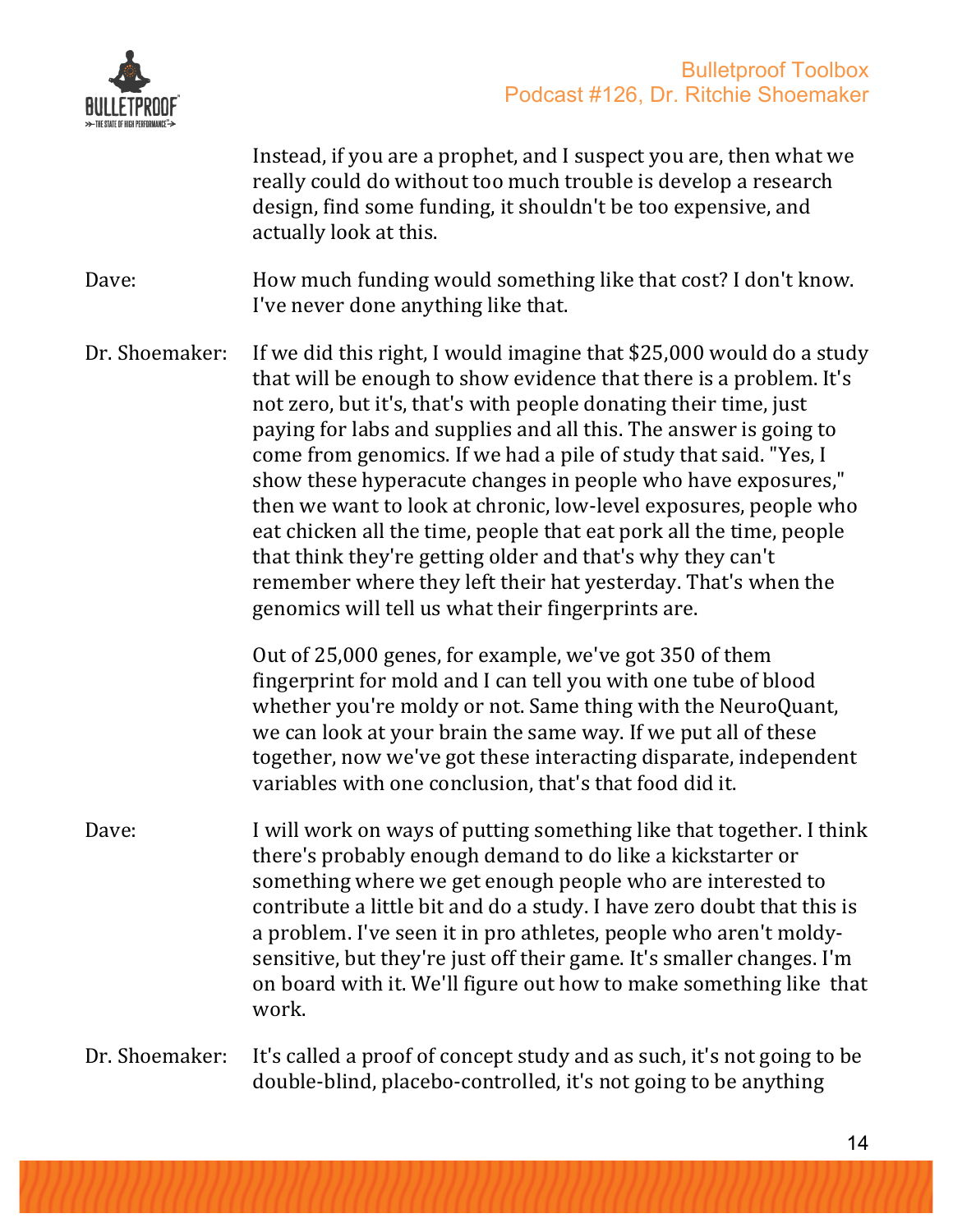Instead, if you are a prophet, and I suspect you are, then what we really could do without too much trouble is develop a research design, find some funding, it shouldn't be too expensive, and actually look at this.

Dave: How much funding would something like that cost? I don't know. I've never done anything like that.

Dr. Shoemaker: If we did this right, I would imagine that $25,000 would do a study that will be enough to show evidence that there is a problem. It's not zero, but it's, that's with people donating their time, just paying for labs and supplies and all this. The answer is going to come from genomics. If we had a pile of study that said. "Yes, I show these hyperacute changes in people who have exposures," then we want to look at chronic, low-level exposures, people who eat chicken all the time, people that eat pork all the time, people that think they're getting older and that's why they can't remember where they left their hat yesterday. That's when the genomics will tell us what their fingerprints are.

Out of 25,000 genes, for example, we've got 350 of them fingerprint for mold and I can tell you with one tube of blood whether you're moldy or not. Same thing with the NeuroQuant, we can look at your brain the same way. If we put all of these together, now we've got these interacting disparate, independent variables with one conclusion, that's that food did it.

Dave: I will work on ways of putting something like that together. I think there's probably enough demand to do like a kickstarter or something where we get enough people who are interested to contribute a little bit and do a study. I have zero doubt that this is a problem. I've seen it in pro athletes, people who aren't moldy-sensitive, but they're just off their game. It's smaller changes. I'm on board with it. We'll figure out how to make something like that work.

Dr. Shoemaker: It's called a proof of concept study and as such, it's not going to be double-blind, placebo-controlled, it's not going to be anything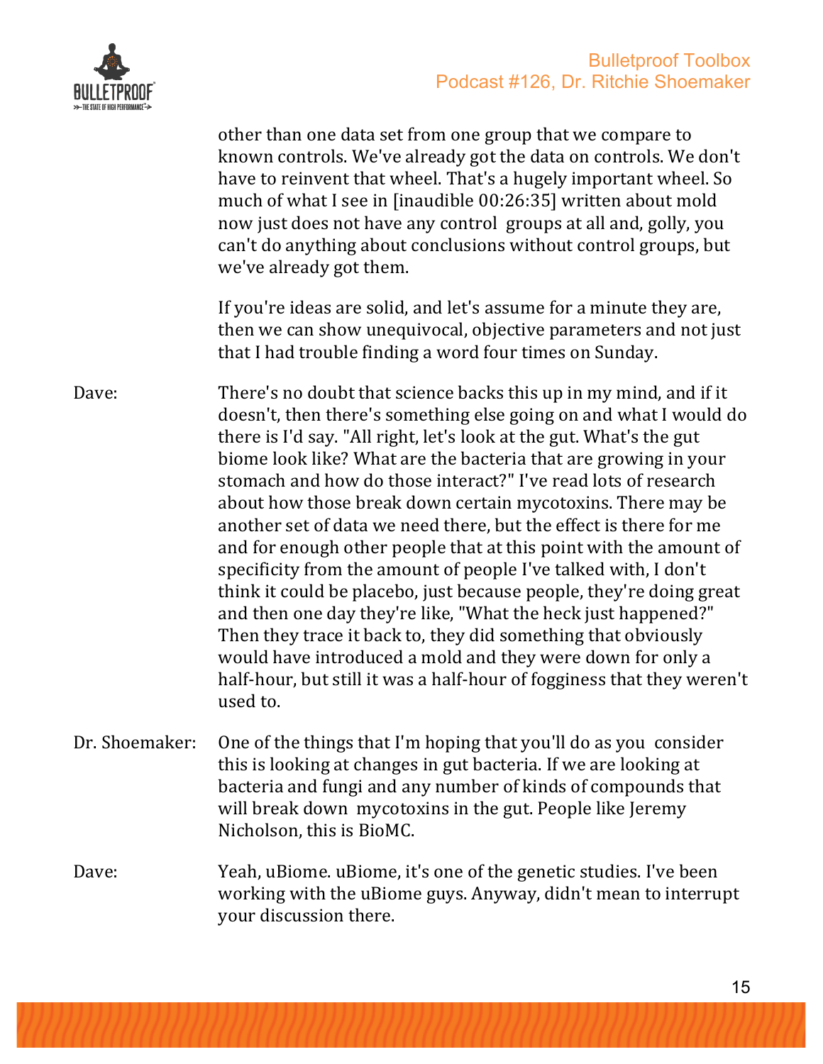other than one data set from one group that we compare to known controls. We've already got the data on controls. We don't have to reinvent that wheel. That's a hugely important wheel. So much of what I see in [inaudible 00:26:35] written about mold now just does not have any control groups at all and, golly, you can't do anything about conclusions without control groups, but we've already got them.

If you're ideas are solid, and let's assume for a minute they are, then we can show unequivocal, objective parameters and not just that I had trouble finding a word four times on Sunday.

Dave: There's no doubt that science backs this up in my mind, and if it doesn't, then there's something else going on and what I would do there is I'd say. "All right, let's look at the gut. What's the gut biome look like? What are the bacteria that are growing in your stomach and how do those interact?" I've read lots of research about how those break down certain mycotoxins. There may be another set of data we need there, but the effect is there for me and for enough other people that at this point with the amount of specificity from the amount of people I've talked with, I don't think it could be placebo, just because people, they're doing great and then one day they're like, "What the heck just happened?" Then they trace it back to, they did something that obviously would have introduced a mold and they were down for only a half-hour, but still it was a half-hour of fogginess that they weren't used to.

Dr. Shoemaker: One of the things that I'm hoping that you'll do as you consider this is looking at changes in gut bacteria. If we are looking at bacteria and fungi and any number of kinds of compounds that will break down mycotoxins in the gut. People like Jeremy Nicholson, this is BioMC.

Dave: Yeah, uBiome. uBiome, it's one of the genetic studies. I've been working with the uBiome guys. Anyway, didn't mean to interrupt your discussion there.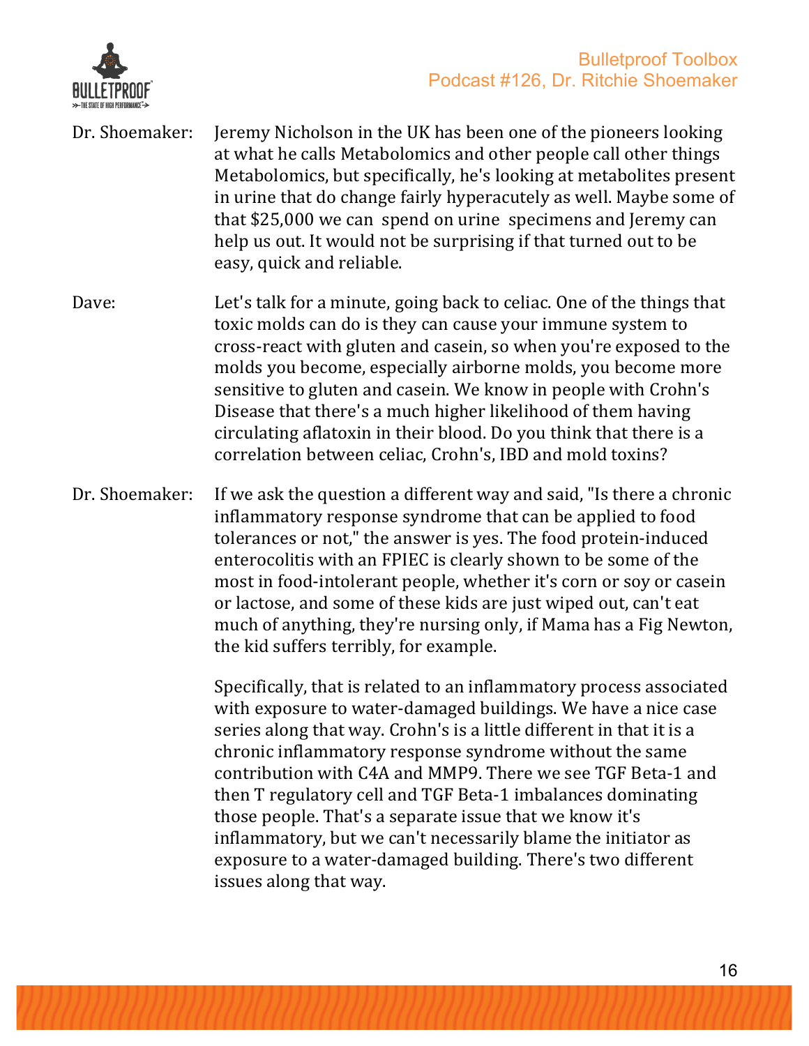**Dr. Shoemaker:** Jeremy Nicholson in the UK has been one of the pioneers looking at what he calls Metabolomics and other people call other things Metabolomics, but specifically, he's looking at metabolites present in urine that do change fairly hyperacutely as well. Maybe some of that $25,000 we can spend on urine specimens and Jeremy can help us out. It would not be surprising if that turned out to be easy, quick and reliable.

**Dave:** Let's talk for a minute, going back to celiac. One of the things that toxic molds can do is they can cause your immune system to cross-react with gluten and casein, so when you're exposed to the molds you become, especially airborne molds, you become more sensitive to gluten and casein. We know in people with Crohn's Disease that there's a much higher likelihood of them having circulating aflatoxin in their blood. Do you think that there is a correlation between celiac, Crohn's, IBD and mold toxins?

**Dr. Shoemaker:** If we ask the question a different way and said, "Is there a chronic inflammatory response syndrome that can be applied to food tolerances or not," the answer is yes. The food protein-induced enterocolitis with an FPIEC is clearly shown to be some of the most in food-intolerant people, whether it's corn or soy or casein or lactose, and some of these kids are just wiped out, can't eat much of anything, they're nursing only, if Mama has a Fig Newton, the kid suffers terribly, for example.

Specifically, that is related to an inflammatory process associated with exposure to water-damaged buildings. We have a nice case series along that way. Crohn's is a little different in that it is a chronic inflammatory response syndrome without the same contribution with C4A and MMP9. There we see TGF Beta-1 and then T regulatory cell and TGF Beta-1 imbalances dominating those people. That's a separate issue that we know it's inflammatory, but we can't necessarily blame the initiator as exposure to a water-damaged building. There's two different issues along that way.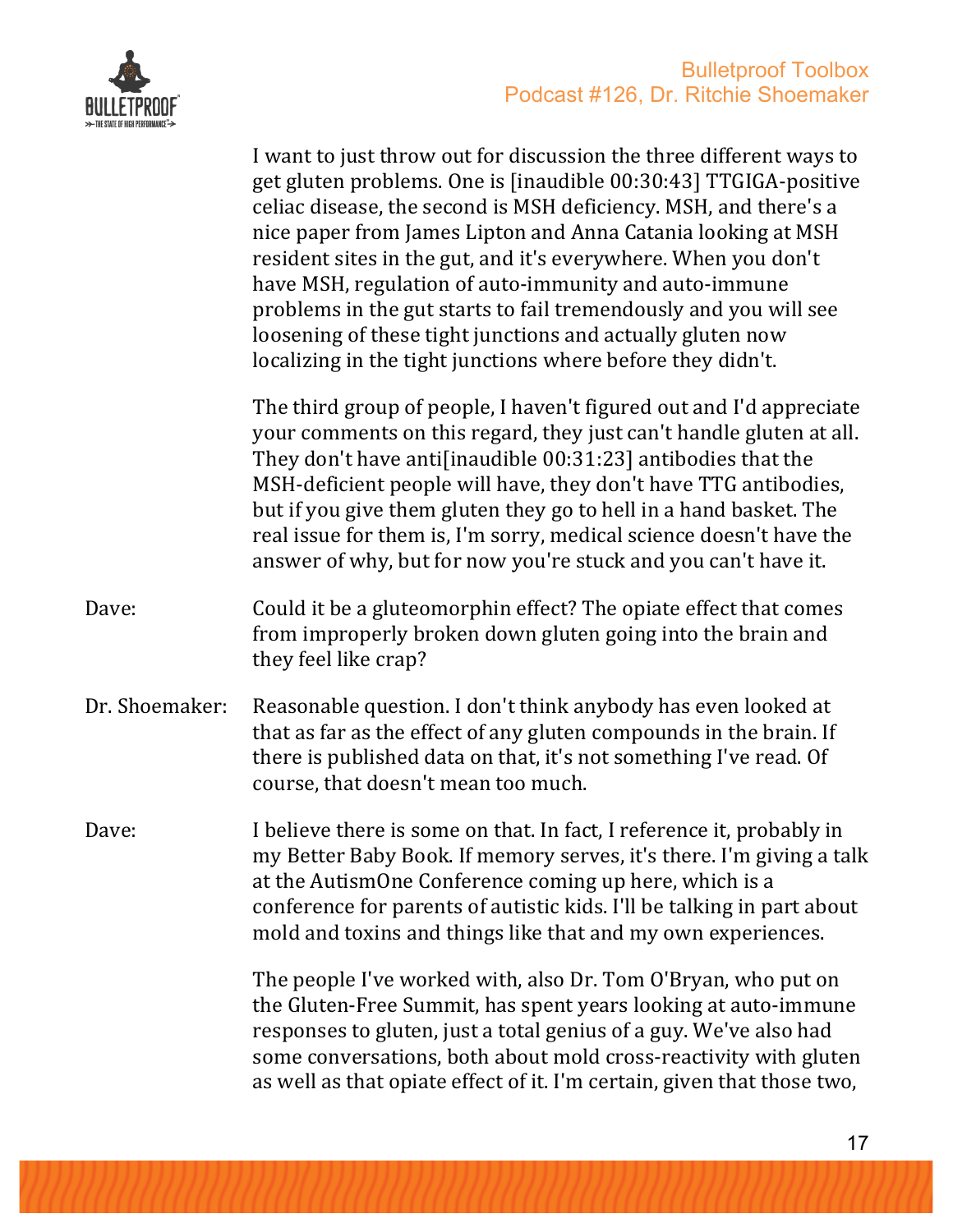I want to just throw out for discussion the three different ways to get gluten problems. One is [inaudible 00:30:43] TTGIGA-positive celiac disease, the second is MSH deficiency. MSH, and there's a nice paper from James Lipton and Anna Catania looking at MSH resident sites in the gut, and it's everywhere. When you don't have MSH, regulation of auto-immunity and auto-immune problems in the gut starts to fail tremendously and you will see loosening of these tight junctions and actually gluten now localizing in the tight junctions where before they didn't.

The third group of people, I haven't figured out and I'd appreciate your comments on this regard, they just can't handle gluten at all. They don't have anti[inaudible 00:31:23] antibodies that the MSH-deficient people will have, they don't have TTG antibodies, but if you give them gluten they go to hell in a hand basket. The real issue for them is, I'm sorry, medical science doesn't have the answer of why, but for now you're stuck and you can't have it.

Dave: Could it be a gluteomorphin effect? The opiate effect that comes from improperly broken down gluten going into the brain and they feel like crap?

Dr. Shoemaker: Reasonable question. I don't think anybody has even looked at that as far as the effect of any gluten compounds in the brain. If there is published data on that, it's not something I've read. Of course, that doesn't mean too much.

Dave: I believe there is some on that. In fact, I reference it, probably in my Better Baby Book. If memory serves, it's there. I'm giving a talk at the AutismOne Conference coming up here, which is a conference for parents of autistic kids. I'll be talking in part about mold and toxins and things like that and my own experiences.

The people I've worked with, also Dr. Tom O'Bryan, who put on the Gluten-Free Summit, has spent years looking at auto-immune responses to gluten, just a total genius of a guy. We've also had some conversations, both about mold cross-reactivity with gluten as well as that opiate effect of it. I'm certain, given that those two,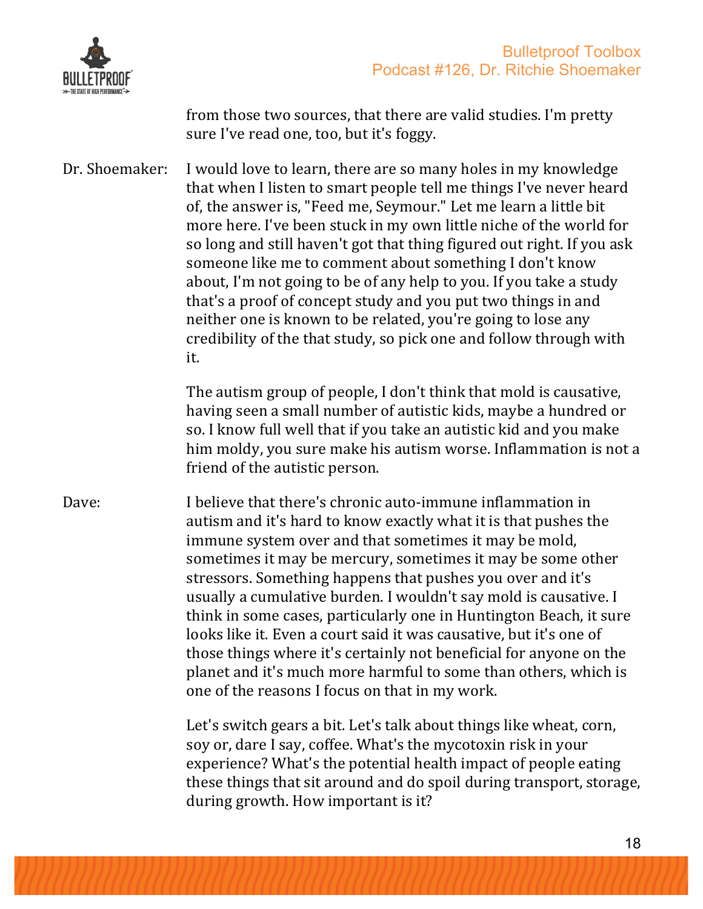from those two sources, that there are valid studies. I'm pretty sure I've read one, too, but it's foggy.

Dr. Shoemaker: I would love to learn, there are so many holes in my knowledge that when I listen to smart people tell me things I've never heard of, the answer is, "Feed me, Seymour." Let me learn a little bit more here. I've been stuck in my own little niche of the world for so long and still haven't got that thing figured out right. If you ask someone like me to comment about something I don't know about, I'm not going to be of any help to you. If you take a study that's a proof of concept study and you put two things in and neither one is known to be related, you're going to lose any credibility of the that study, so pick one and follow through with it.

The autism group of people, I don't think that mold is causative, having seen a small number of autistic kids, maybe a hundred or so. I know full well that if you take an autistic kid and you make him moldy, you sure make his autism worse. Inflammation is not a friend of the autistic person.

Dave: I believe that there's chronic auto-immune inflammation in autism and it's hard to know exactly what it is that pushes the immune system over and that sometimes it may be mold, sometimes it may be mercury, sometimes it may be some other stressors. Something happens that pushes you over and it's usually a cumulative burden. I wouldn't say mold is causative. I think in some cases, particularly one in Huntington Beach, it sure looks like it. Even a court said it was causative, but it's one of those things where it's certainly not beneficial for anyone on the planet and it's much more harmful to some than others, which is one of the reasons I focus on that in my work.

Let's switch gears a bit. Let's talk about things like wheat, corn, soy or, dare I say, coffee. What's the mycotoxin risk in your experience? What's the potential health impact of people eating these things that sit around and do spoil during transport, storage, during growth. How important is it?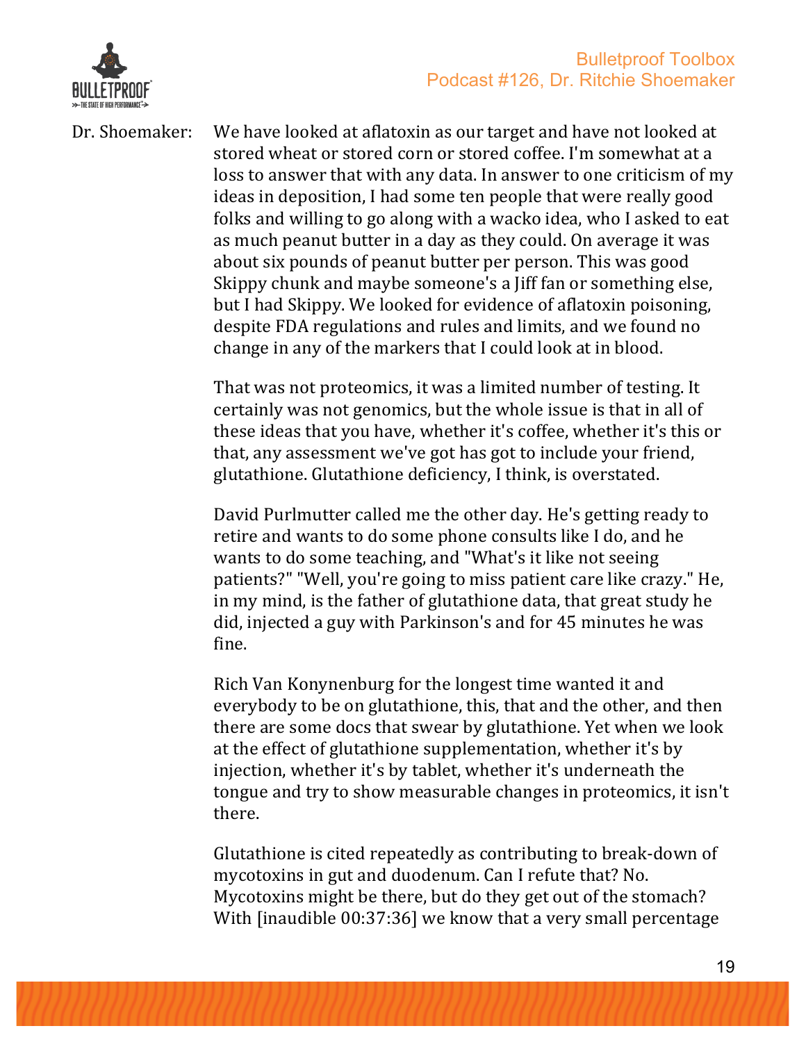Dr. Shoemaker: We have looked at aflatoxin as our target and have not looked at stored wheat or stored corn or stored coffee. I'm somewhat at a loss to answer that with any data. In answer to one criticism of my ideas in deposition, I had some ten people that were really good folks and willing to go along with a wacko idea, who I asked to eat as much peanut butter in a day as they could. On average it was about six pounds of peanut butter per person. This was good Skippy chunk and maybe someone's a Jiff fan or something else, but I had Skippy. We looked for evidence of aflatoxin poisoning, despite FDA regulations and rules and limits, and we found no change in any of the markers that I could look at in blood.

That was not proteomics, it was a limited number of testing. It certainly was not genomics, but the whole issue is that in all of these ideas that you have, whether it's coffee, whether it's this or that, any assessment we've got has got to include your friend, glutathione. Glutathione deficiency, I think, is overstated.

David Purlmutter called me the other day. He's getting ready to retire and wants to do some phone consults like I do, and he wants to do some teaching, and "What's it like not seeing patients?" "Well, you're going to miss patient care like crazy." He, in my mind, is the father of glutathione data, that great study he did, injected a guy with Parkinson's and for 45 minutes he was fine.

Rich Van Konynenburg for the longest time wanted it and everybody to be on glutathione, this, that and the other, and then there are some docs that swear by glutathione. Yet when we look at the effect of glutathione supplementation, whether it's by injection, whether it's by tablet, whether it's underneath the tongue and try to show measurable changes in proteomics, it isn't there.

Glutathione is cited repeatedly as contributing to break-down of mycotoxins in gut and duodenum. Can I refute that? No. Mycotoxins might be there, but do they get out of the stomach? With [inaudible 00:37:36] we know that a very small percentage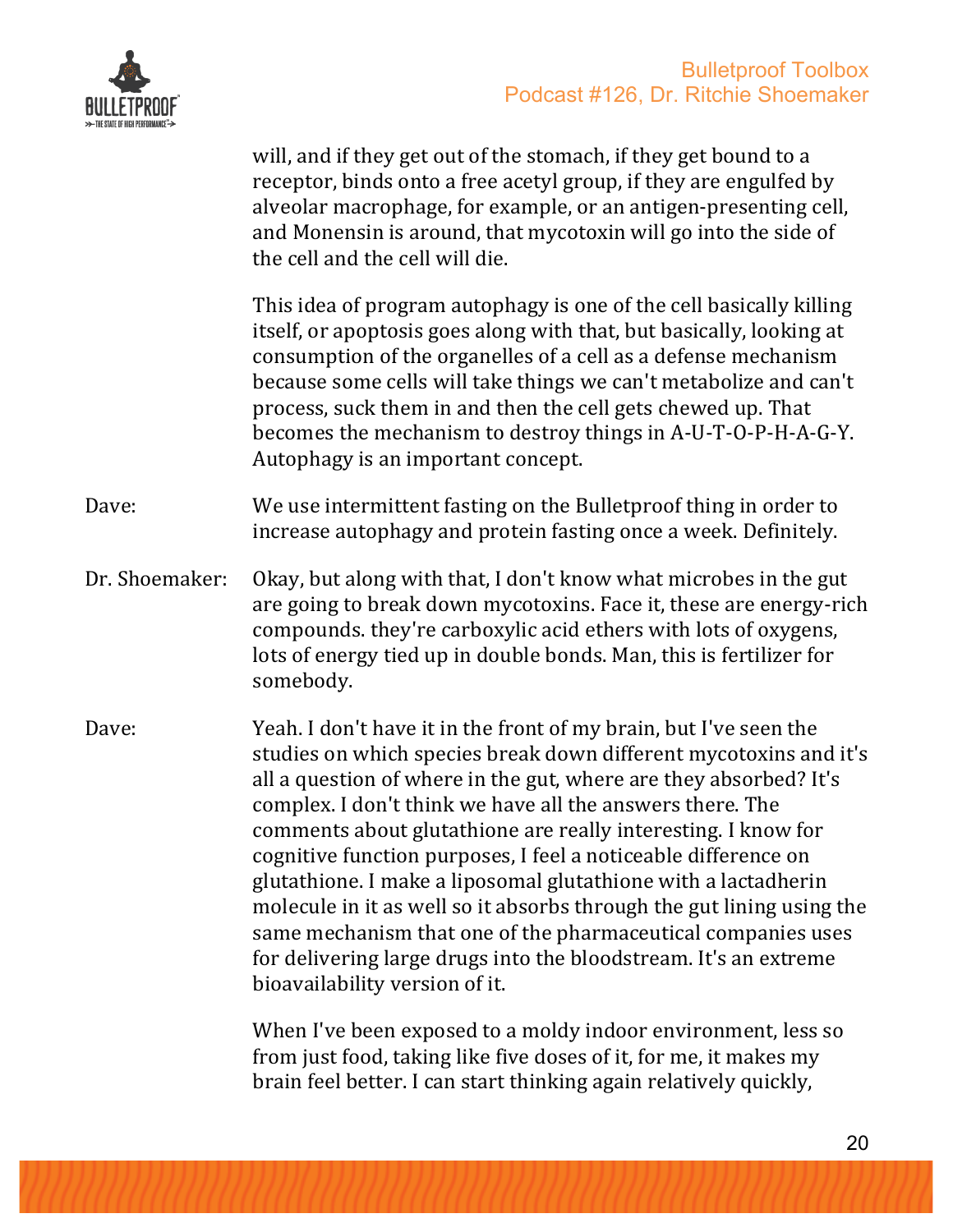will, and if they get out of the stomach, if they get bound to a receptor, binds onto a free acetyl group, if they are engulfed by alveolar macrophage, for example, or an antigen-presenting cell, and Monensin is around, that mycotoxin will go into the side of the cell and the cell will die.

This idea of program autophagy is one of the cell basically killing itself, or apoptosis goes along with that, but basically, looking at consumption of the organelles of a cell as a defense mechanism because some cells will take things we can't metabolize and can't process, suck them in and then the cell gets chewed up. That becomes the mechanism to destroy things in A-U-T-O-P-H-A-G-Y. Autophagy is an important concept.

Dave: We use intermittent fasting on the Bulletproof thing in order to increase autophagy and protein fasting once a week. Definitely.

Dr. Shoemaker: Okay, but along with that, I don't know what microbes in the gut are going to break down mycotoxins. Face it, these are energy-rich compounds. they're carboxylic acid ethers with lots of oxygens, lots of energy tied up in double bonds. Man, this is fertilizer for somebody.

Dave: Yeah. I don't have it in the front of my brain, but I've seen the studies on which species break down different mycotoxins and it's all a question of where in the gut, where are they absorbed? It's complex. I don't think we have all the answers there. The comments about glutathione are really interesting. I know for cognitive function purposes, I feel a noticeable difference on glutathione. I make a liposomal glutathione with a lactadherin molecule in it as well so it absorbs through the gut lining using the same mechanism that one of the pharmaceutical companies uses for delivering large drugs into the bloodstream. It's an extreme bioavailability version of it.

When I've been exposed to a moldy indoor environment, less so from just food, taking like five doses of it, for me, it makes my brain feel better. I can start thinking again relatively quickly,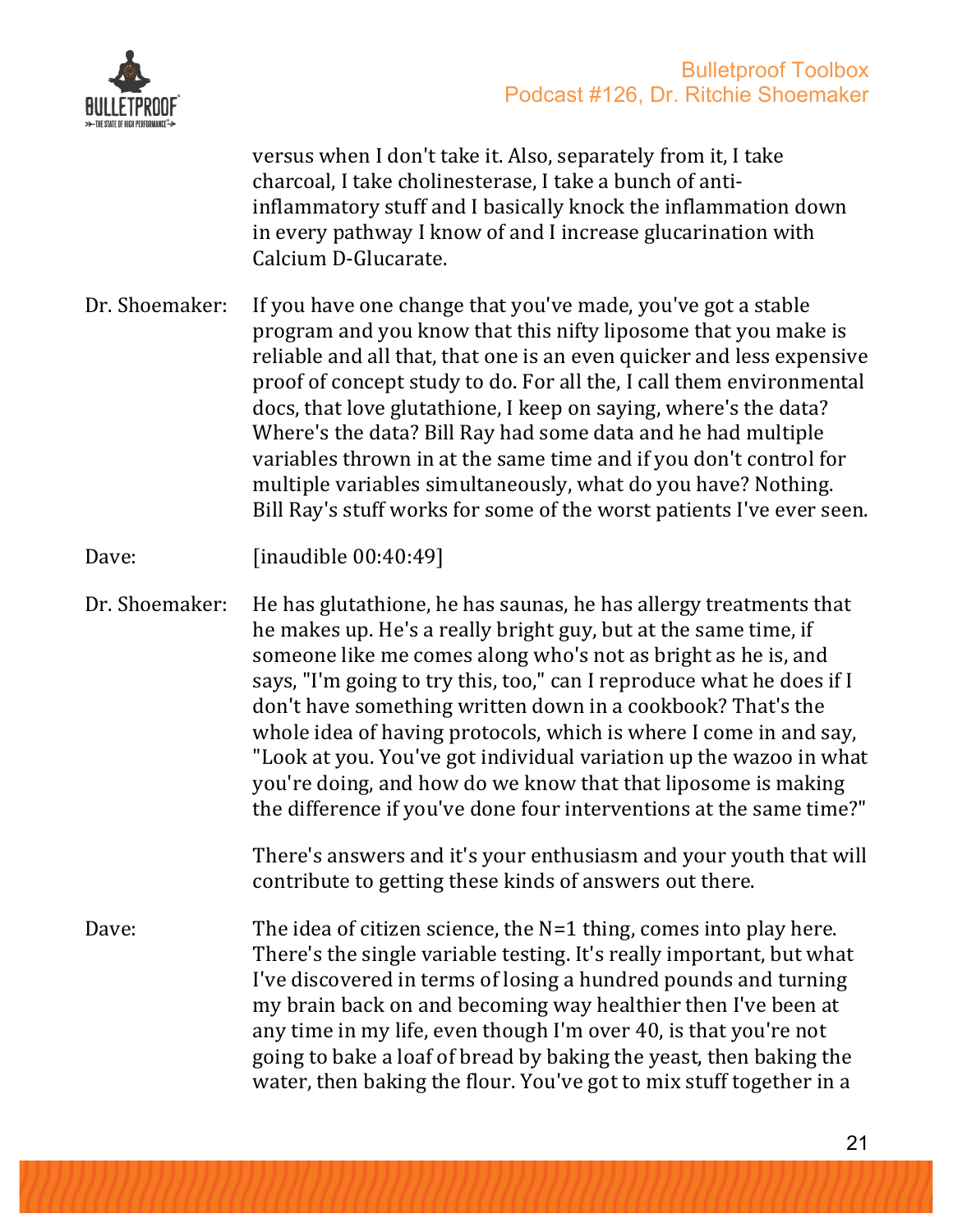versus when I don't take it. Also, separately from it, I take charcoal, I take cholinesterase, I take a bunch of anti-inflammatory stuff and I basically knock the inflammation down in every pathway I know of and I increase glucarination with Calcium D-Glucarate.

Dr. Shoemaker: If you have one change that you've made, you've got a stable program and you know that this nifty liposome that you make is reliable and all that, that one is an even quicker and less expensive proof of concept study to do. For all the, I call them environmental docs, that love glutathione, I keep on saying, where's the data? Where's the data? Bill Ray had some data and he had multiple variables thrown in at the same time and if you don't control for multiple variables simultaneously, what do you have? Nothing. Bill Ray's stuff works for some of the worst patients I've ever seen.

Dave: [inaudible 00:40:49]

Dr. Shoemaker: He has glutathione, he has saunas, he has allergy treatments that he makes up. He's a really bright guy, but at the same time, if someone like me comes along who's not as bright as he is, and says, "I'm going to try this, too," can I reproduce what he does if I don't have something written down in a cookbook? That's the whole idea of having protocols, which is where I come in and say, "Look at you. You've got individual variation up the wazoo in what you're doing, and how do we know that that liposome is making the difference if you've done four interventions at the same time?"

There's answers and it's your enthusiasm and your youth that will contribute to getting these kinds of answers out there.

Dave: The idea of citizen science, the N=1 thing, comes into play here. There's the single variable testing. It's really important, but what I've discovered in terms of losing a hundred pounds and turning my brain back on and becoming way healthier then I've been at any time in my life, even though I'm over 40, is that you're not going to bake a loaf of bread by baking the yeast, then baking the water, then baking the flour. You've got to mix stuff together in a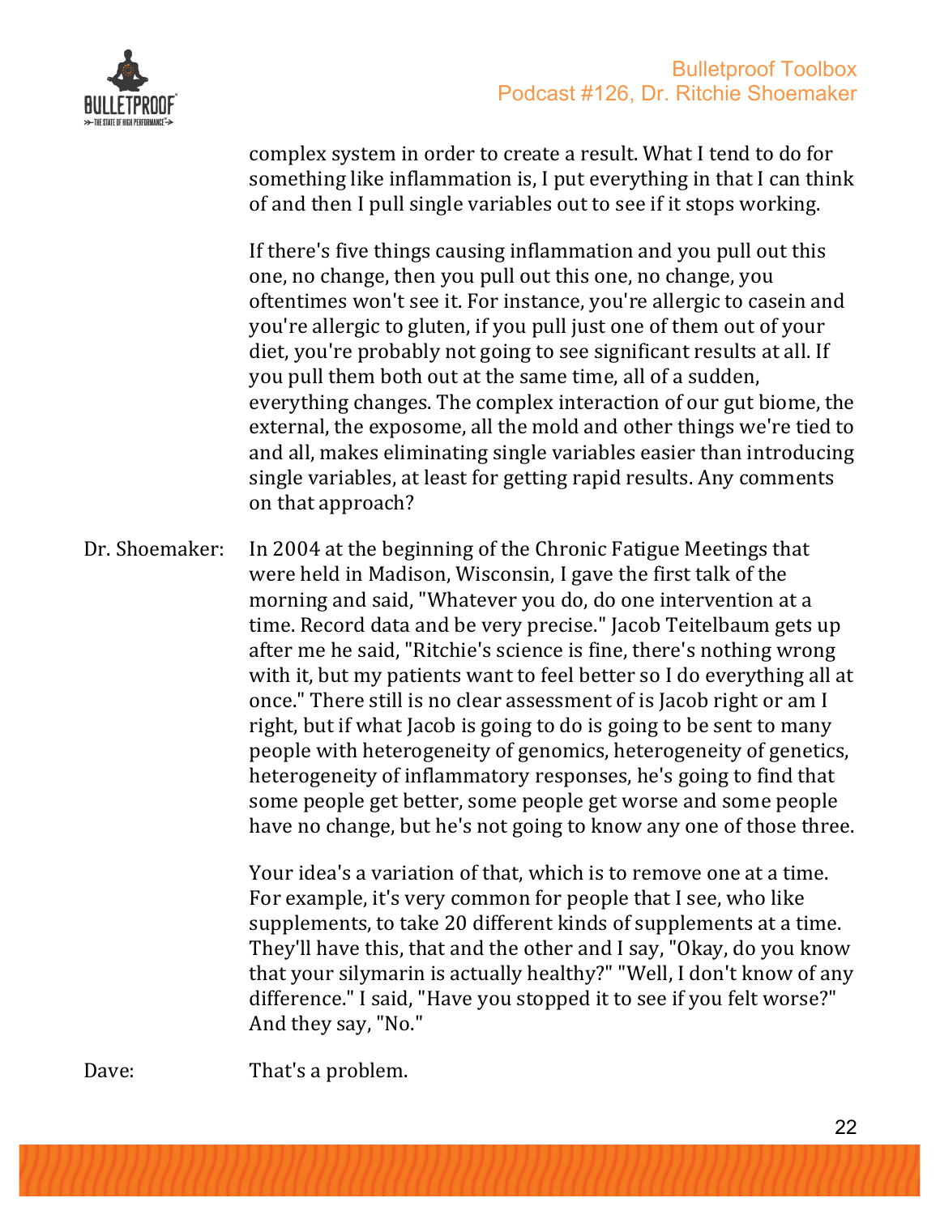complex system in order to create a result. What I tend to do for something like inflammation is, I put everything in that I can think of and then I pull single variables out to see if it stops working.

If there's five things causing inflammation and you pull out this one, no change, then you pull out this one, no change, you oftentimes won't see it. For instance, you're allergic to casein and you're allergic to gluten, if you pull just one of them out of your diet, you're probably not going to see significant results at all. If you pull them both out at the same time, all of a sudden, everything changes. The complex interaction of our gut biome, the external, the exposome, all the mold and other things we're tied to and all, makes eliminating single variables easier than introducing single variables, at least for getting rapid results. Any comments on that approach?

Dr. Shoemaker: In 2004 at the beginning of the Chronic Fatigue Meetings that were held in Madison, Wisconsin, I gave the first talk of the morning and said, "Whatever you do, do one intervention at a time. Record data and be very precise." Jacob Teitelbaum gets up after me he said, "Ritchie's science is fine, there's nothing wrong with it, but my patients want to feel better so I do everything all at once." There still is no clear assessment of is Jacob right or am I right, but if what Jacob is going to do is going to be sent to many people with heterogeneity of genomics, heterogeneity of genetics, heterogeneity of inflammatory responses, he's going to find that some people get better, some people get worse and some people have no change, but he's not going to know any one of those three.

Your idea's a variation of that, which is to remove one at a time. For example, it's very common for people that I see, who like supplements, to take 20 different kinds of supplements at a time. They'll have this, that and the other and I say, "Okay, do you know that your silymarin is actually healthy?" "Well, I don't know of any difference." I said, "Have you stopped it to see if you felt worse?" And they say, "No."

Dave: That's a problem.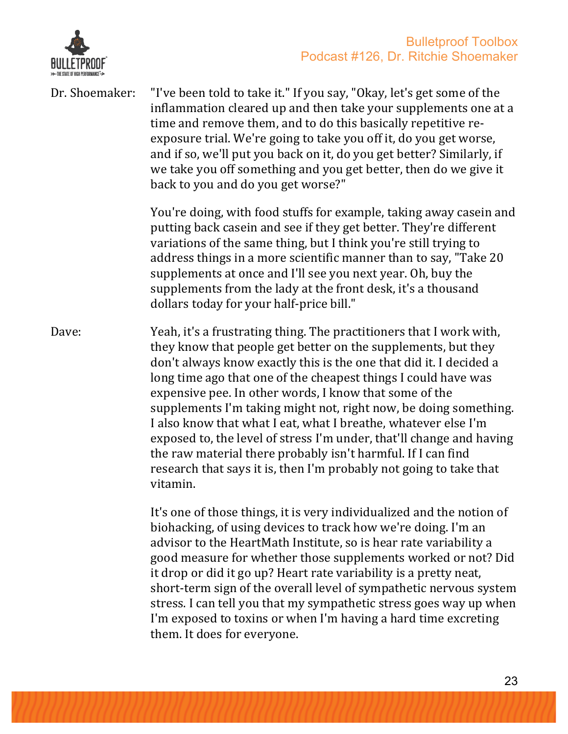Dr. Shoemaker: "I've been told to take it." If you say, "Okay, let's get some of the inflammation cleared up and then take your supplements one at a time and remove them, and to do this basically repetitive re-exposure trial. We're going to take you off it, do you get worse, and if so, we'll put you back on it, do you get better? Similarly, if we take you off something and you get better, then do we give it back to you and do you get worse?"

You're doing, with food stuffs for example, taking away casein and putting back casein and see if they get better. They're different variations of the same thing, but I think you're still trying to address things in a more scientific manner than to say, "Take 20 supplements at once and I'll see you next year. Oh, buy the supplements from the lady at the front desk, it's a thousand dollars today for your half-price bill."

Dave: Yeah, it's a frustrating thing. The practitioners that I work with, they know that people get better on the supplements, but they don't always know exactly this is the one that did it. I decided a long time ago that one of the cheapest things I could have was expensive pee. In other words, I know that some of the supplements I'm taking might not, right now, be doing something. I also know that what I eat, what I breathe, whatever else I'm exposed to, the level of stress I'm under, that'll change and having the raw material there probably isn't harmful. If I can find research that says it is, then I'm probably not going to take that vitamin.

It's one of those things, it is very individualized and the notion of biohacking, of using devices to track how we're doing. I'm an advisor to the HeartMath Institute, so is hear rate variability a good measure for whether those supplements worked or not? Did it drop or did it go up? Heart rate variability is a pretty neat, short-term sign of the overall level of sympathetic nervous system stress. I can tell you that my sympathetic stress goes way up when I'm exposed to toxins or when I'm having a hard time excreting them. It does for everyone.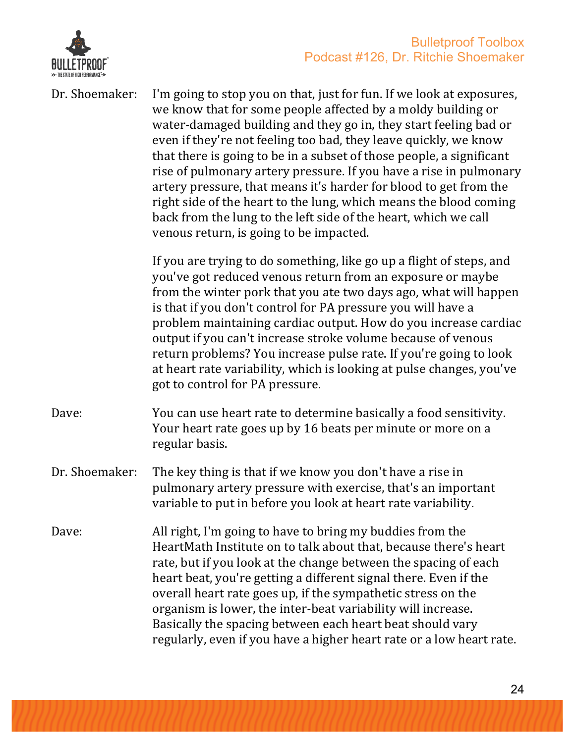Dr. Shoemaker: I'm going to stop you on that, just for fun. If we look at exposures, we know that for some people affected by a moldy building or water-damaged building and they go in, they start feeling bad or even if they're not feeling too bad, they leave quickly, we know that there is going to be in a subset of those people, a significant rise of pulmonary artery pressure. If you have a rise in pulmonary artery pressure, that means it's harder for blood to get from the right side of the heart to the lung, which means the blood coming back from the lung to the left side of the heart, which we call venous return, is going to be impacted.

If you are trying to do something, like go up a flight of steps, and you've got reduced venous return from an exposure or maybe from the winter pork that you ate two days ago, what will happen is that if you don't control for PA pressure you will have a problem maintaining cardiac output. How do you increase cardiac output if you can't increase stroke volume because of venous return problems? You increase pulse rate. If you're going to look at heart rate variability, which is looking at pulse changes, you've got to control for PA pressure.

Dave: You can use heart rate to determine basically a food sensitivity. Your heart rate goes up by 16 beats per minute or more on a regular basis.

Dr. Shoemaker: The key thing is that if we know you don't have a rise in pulmonary artery pressure with exercise, that's an important variable to put in before you look at heart rate variability.

Dave: All right, I'm going to have to bring my buddies from the HeartMath Institute on to talk about that, because there's heart rate, but if you look at the change between the spacing of each heart beat, you're getting a different signal there. Even if the overall heart rate goes up, if the sympathetic stress on the organism is lower, the inter-beat variability will increase. Basically the spacing between each heart beat should vary regularly, even if you have a higher heart rate or a low heart rate.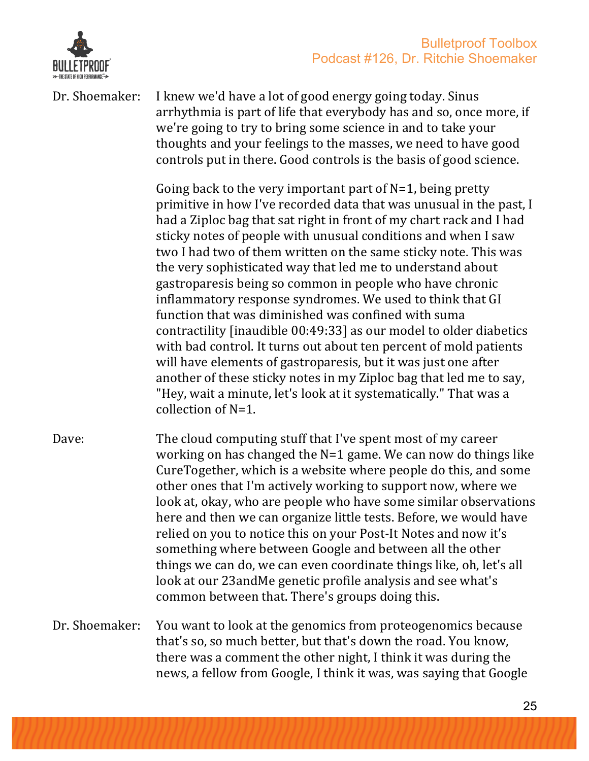Dr. Shoemaker: I knew we'd have a lot of good energy going today. Sinus arrhythmia is part of life that everybody has and so, once more, if we're going to try to bring some science in and to take your thoughts and your feelings to the masses, we need to have good controls put in there. Good controls is the basis of good science.

Going back to the very important part of N=1, being pretty primitive in how I've recorded data that was unusual in the past, I had a Ziploc bag that sat right in front of my chart rack and I had sticky notes of people with unusual conditions and when I saw two I had two of them written on the same sticky note. This was the very sophisticated way that led me to understand about gastroparesis being so common in people who have chronic inflammatory response syndromes. We used to think that GI function that was diminished was confined with suma contractility [inaudible 00:49:33] as our model to older diabetics with bad control. It turns out about ten percent of mold patients will have elements of gastroparesis, but it was just one after another of these sticky notes in my Ziploc bag that led me to say, "Hey, wait a minute, let's look at it systematically." That was a collection of N=1.

Dave: The cloud computing stuff that I've spent most of my career working on has changed the N=1 game. We can now do things like CureTogether, which is a website where people do this, and some other ones that I'm actively working to support now, where we look at, okay, who are people who have some similar observations here and then we can organize little tests. Before, we would have relied on you to notice this on your Post-It Notes and now it's something where between Google and between all the other things we can do, we can even coordinate things like, oh, let's all look at our 23andMe genetic profile analysis and see what's common between that. There's groups doing this.

Dr. Shoemaker: You want to look at the genomics from proteogenomics because that's so, so much better, but that's down the road. You know, there was a comment the other night, I think it was during the news, a fellow from Google, I think it was, was saying that Google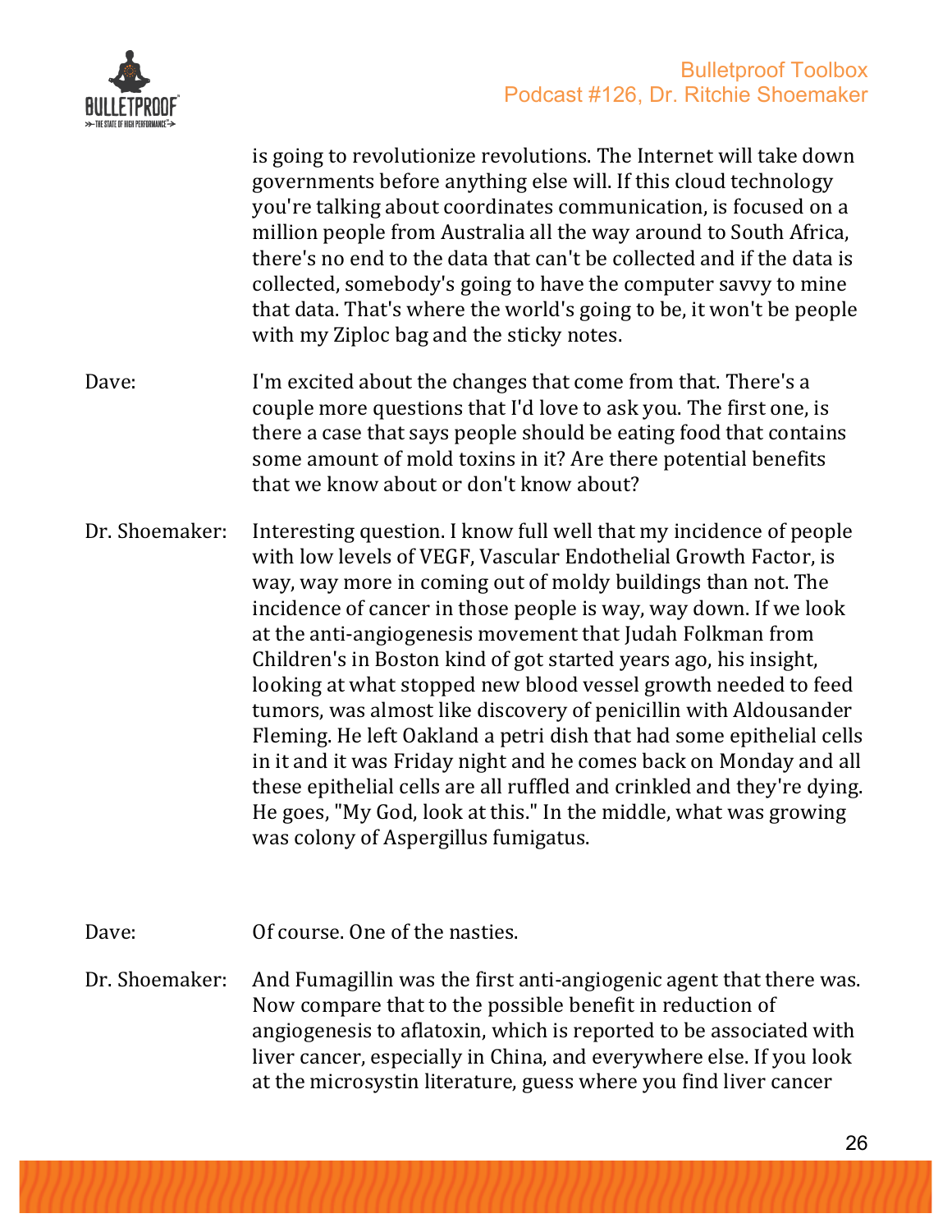is going to revolutionize revolutions. The Internet will take down governments before anything else will. If this cloud technology you're talking about coordinates communication, is focused on a million people from Australia all the way around to South Africa, there's no end to the data that can't be collected and if the data is collected, somebody's going to have the computer savvy to mine that data. That's where the world's going to be, it won't be people with my Ziploc bag and the sticky notes.

Dave: I'm excited about the changes that come from that. There's a couple more questions that I'd love to ask you. The first one, is there a case that says people should be eating food that contains some amount of mold toxins in it? Are there potential benefits that we know about or don't know about?

Dr. Shoemaker: Interesting question. I know full well that my incidence of people with low levels of VEGF, Vascular Endothelial Growth Factor, is way, way more in coming out of moldy buildings than not. The incidence of cancer in those people is way, way down. If we look at the anti-angiogenesis movement that Judah Folkman from Children's in Boston kind of got started years ago, his insight, looking at what stopped new blood vessel growth needed to feed tumors, was almost like discovery of penicillin with Aldousander Fleming. He left Oakland a petri dish that had some epithelial cells in it and it was Friday night and he comes back on Monday and all these epithelial cells are all ruffled and crinkled and they're dying. He goes, "My God, look at this." In the middle, what was growing was colony of Aspergillus fumigatus.

Dave: Of course. One of the nasties.

Dr. Shoemaker: And Fumagillin was the first anti-angiogenic agent that there was. Now compare that to the possible benefit in reduction of angiogenesis to aflatoxin, which is reported to be associated with liver cancer, especially in China, and everywhere else. If you look at the microsystin literature, guess where you find liver cancer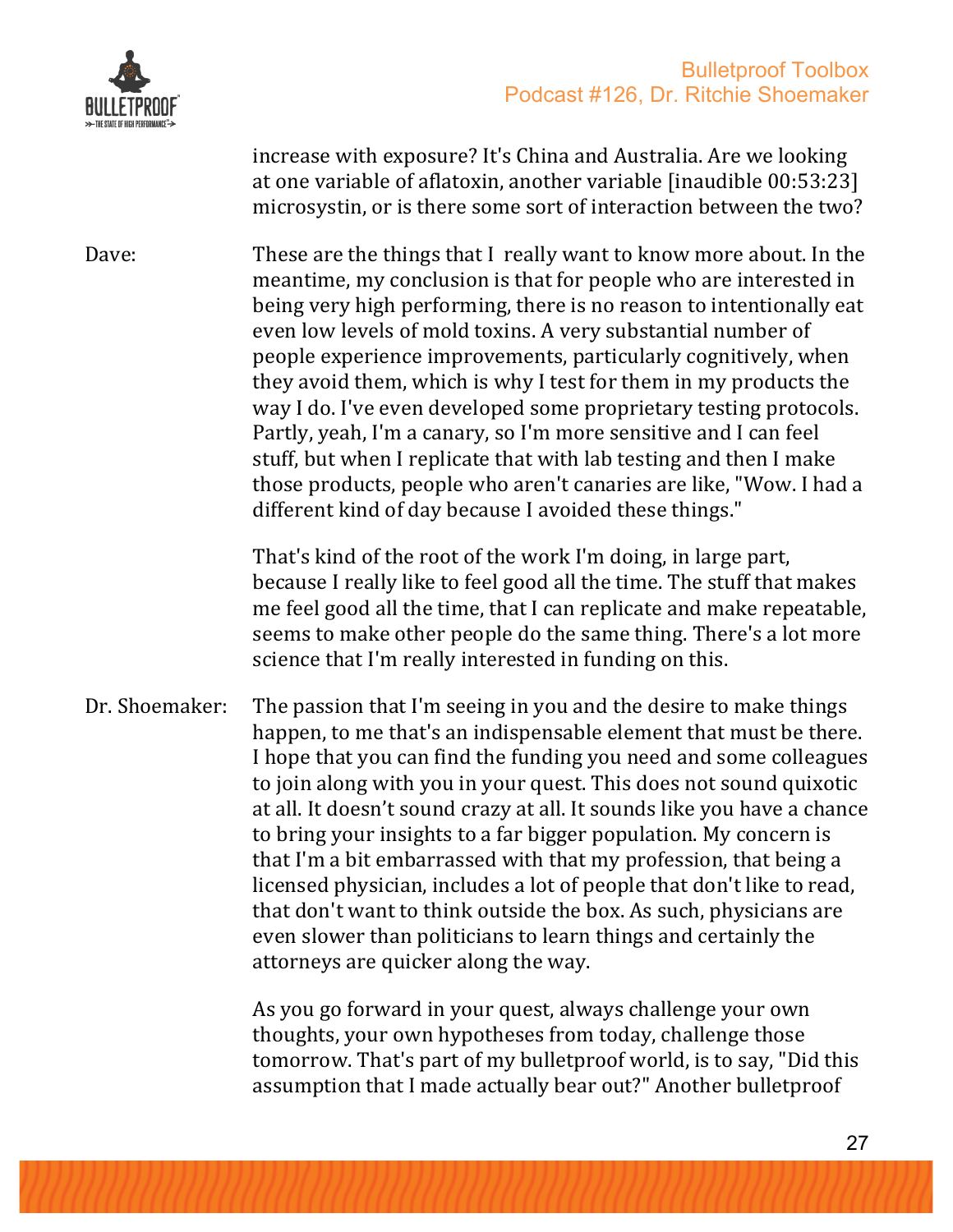increase with exposure? It's China and Australia. Are we looking at one variable of aflatoxin, another variable [inaudible 00:53:23] microsystin, or is there some sort of interaction between the two?

Dave: These are the things that I really want to know more about. In the meantime, my conclusion is that for people who are interested in being very high performing, there is no reason to intentionally eat even low levels of mold toxins. A very substantial number of people experience improvements, particularly cognitively, when they avoid them, which is why I test for them in my products the way I do. I've even developed some proprietary testing protocols. Partly, yeah, I'm a canary, so I'm more sensitive and I can feel stuff, but when I replicate that with lab testing and then I make those products, people who aren't canaries are like, "Wow. I had a different kind of day because I avoided these things."

That's kind of the root of the work I'm doing, in large part, because I really like to feel good all the time. The stuff that makes me feel good all the time, that I can replicate and make repeatable, seems to make other people do the same thing. There's a lot more science that I'm really interested in funding on this.

Dr. Shoemaker: The passion that I'm seeing in you and the desire to make things happen, to me that's an indispensable element that must be there. I hope that you can find the funding you need and some colleagues to join along with you in your quest. This does not sound quixotic at all. It doesn't sound crazy at all. It sounds like you have a chance to bring your insights to a far bigger population. My concern is that I'm a bit embarrassed with that my profession, that being a licensed physician, includes a lot of people that don't like to read, that don't want to think outside the box. As such, physicians are even slower than politicians to learn things and certainly the attorneys are quicker along the way.

As you go forward in your quest, always challenge your own thoughts, your own hypotheses from today, challenge those tomorrow. That's part of my bulletproof world, is to say, "Did this assumption that I made actually bear out?" Another bulletproof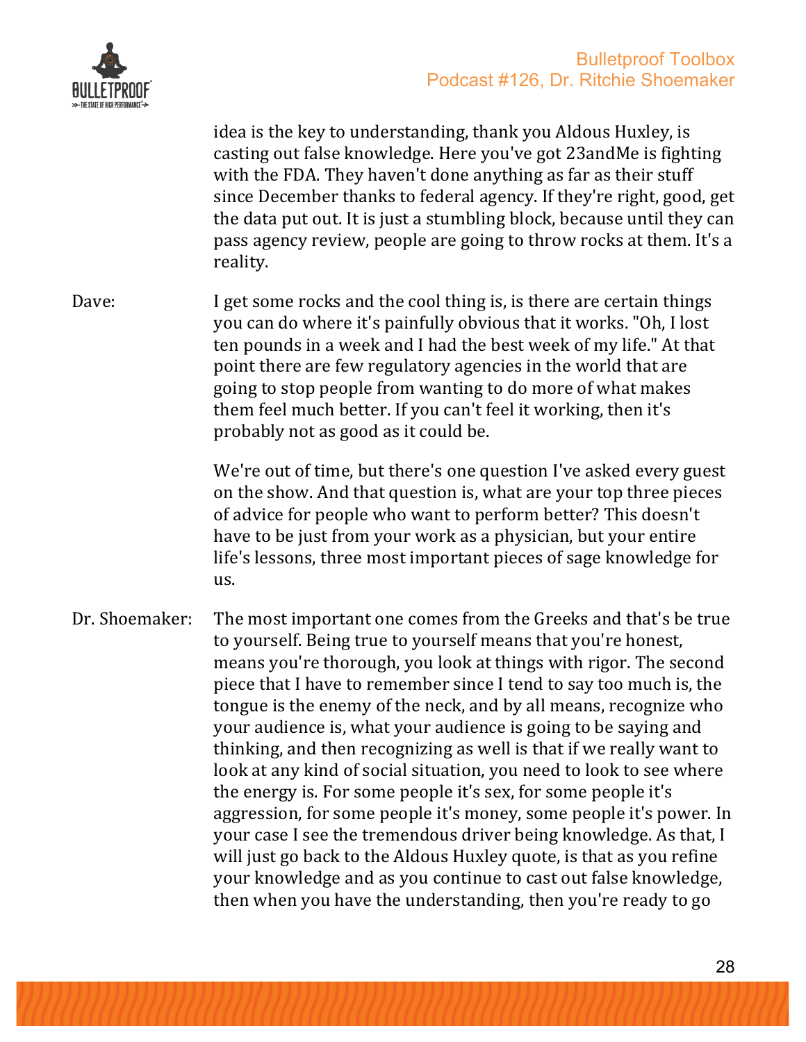idea is the key to understanding, thank you Aldous Huxley, is casting out false knowledge. Here you've got 23andMe is fighting with the FDA. They haven't done anything as far as their stuff since December thanks to federal agency. If they're right, good, get the data put out. It is just a stumbling block, because until they can pass agency review, people are going to throw rocks at them. It's a reality.

Dave: I get some rocks and the cool thing is, is there are certain things you can do where it's painfully obvious that it works. "Oh, I lost ten pounds in a week and I had the best week of my life." At that point there are few regulatory agencies in the world that are going to stop people from wanting to do more of what makes them feel much better. If you can't feel it working, then it's probably not as good as it could be.

We're out of time, but there's one question I've asked every guest on the show. And that question is, what are your top three pieces of advice for people who want to perform better? This doesn't have to be just from your work as a physician, but your entire life's lessons, three most important pieces of sage knowledge for us.

Dr. Shoemaker: The most important one comes from the Greeks and that's be true to yourself. Being true to yourself means that you're honest, means you're thorough, you look at things with rigor. The second piece that I have to remember since I tend to say too much is, the tongue is the enemy of the neck, and by all means, recognize who your audience is, what your audience is going to be saying and thinking, and then recognizing as well is that if we really want to look at any kind of social situation, you need to look to see where the energy is. For some people it's sex, for some people it's aggression, for some people it's money, some people it's power. In your case I see the tremendous driver being knowledge. As that, I will just go back to the Aldous Huxley quote, is that as you refine your knowledge and as you continue to cast out false knowledge, then when you have the understanding, then you're ready to go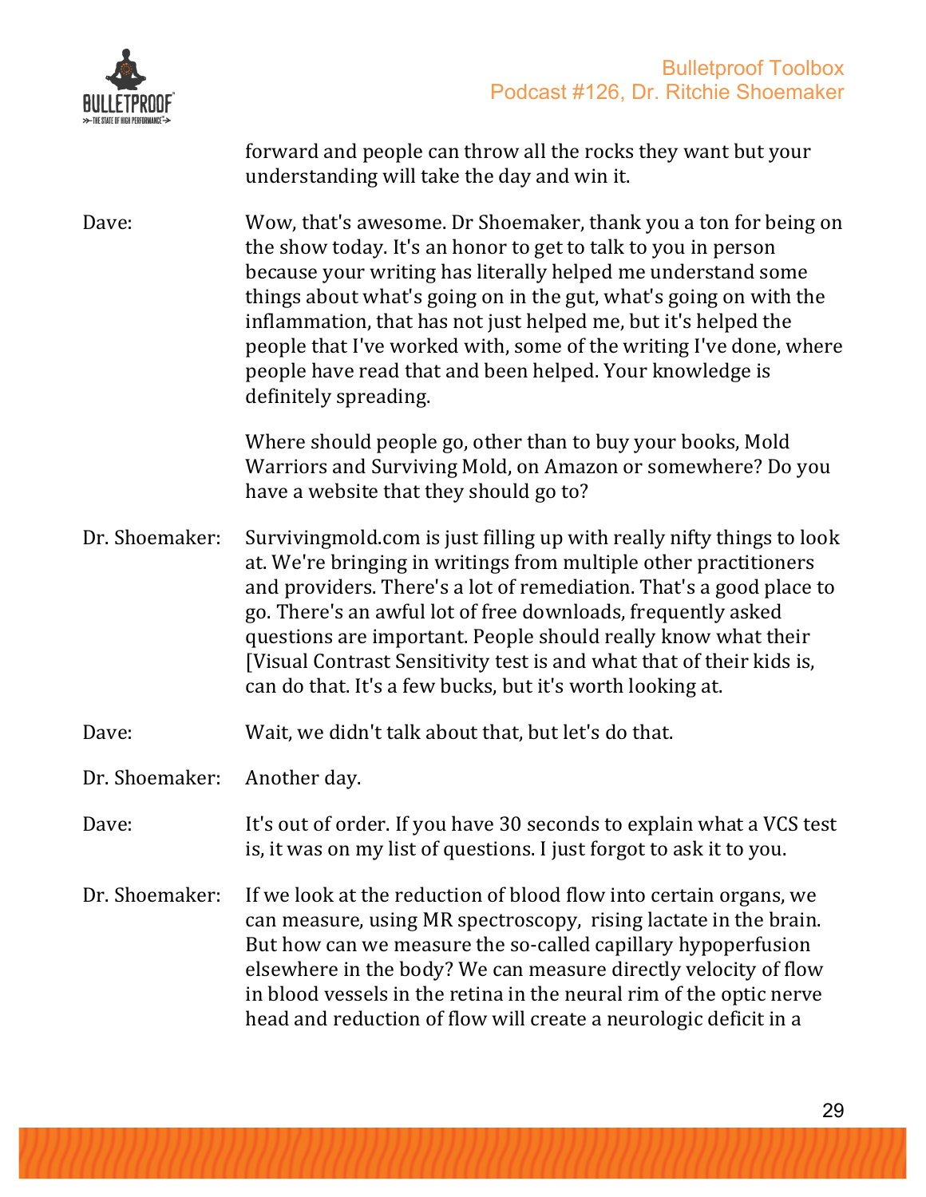forward and people can throw all the rocks they want but your understanding will take the day and win it.

Dave: Wow, that's awesome. Dr Shoemaker, thank you a ton for being on the show today. It's an honor to get to talk to you in person because your writing has literally helped me understand some things about what's going on in the gut, what's going on with the inflammation, that has not just helped me, but it's helped the people that I've worked with, some of the writing I've done, where people have read that and been helped. Your knowledge is definitely spreading.

Where should people go, other than to buy your books, Mold Warriors and Surviving Mold, on Amazon or somewhere? Do you have a website that they should go to?

Dr. Shoemaker: Survivingmold.com is just filling up with really nifty things to look at. We're bringing in writings from multiple other practitioners and providers. There's a lot of remediation. That's a good place to go. There's an awful lot of free downloads, frequently asked questions are important. People should really know what their [Visual Contrast Sensitivity test is and what that of their kids is, can do that. It's a few bucks, but it's worth looking at.

Dave: Wait, we didn't talk about that, but let's do that.

Dr. Shoemaker: Another day.

Dave: It's out of order. If you have 30 seconds to explain what a VCS test is, it was on my list of questions. I just forgot to ask it to you.

Dr. Shoemaker: If we look at the reduction of blood flow into certain organs, we can measure, using MR spectroscopy, rising lactate in the brain. But how can we measure the so-called capillary hypoperfusion elsewhere in the body? We can measure directly velocity of flow in blood vessels in the retina in the neural rim of the optic nerve head and reduction of flow will create a neurologic deficit in a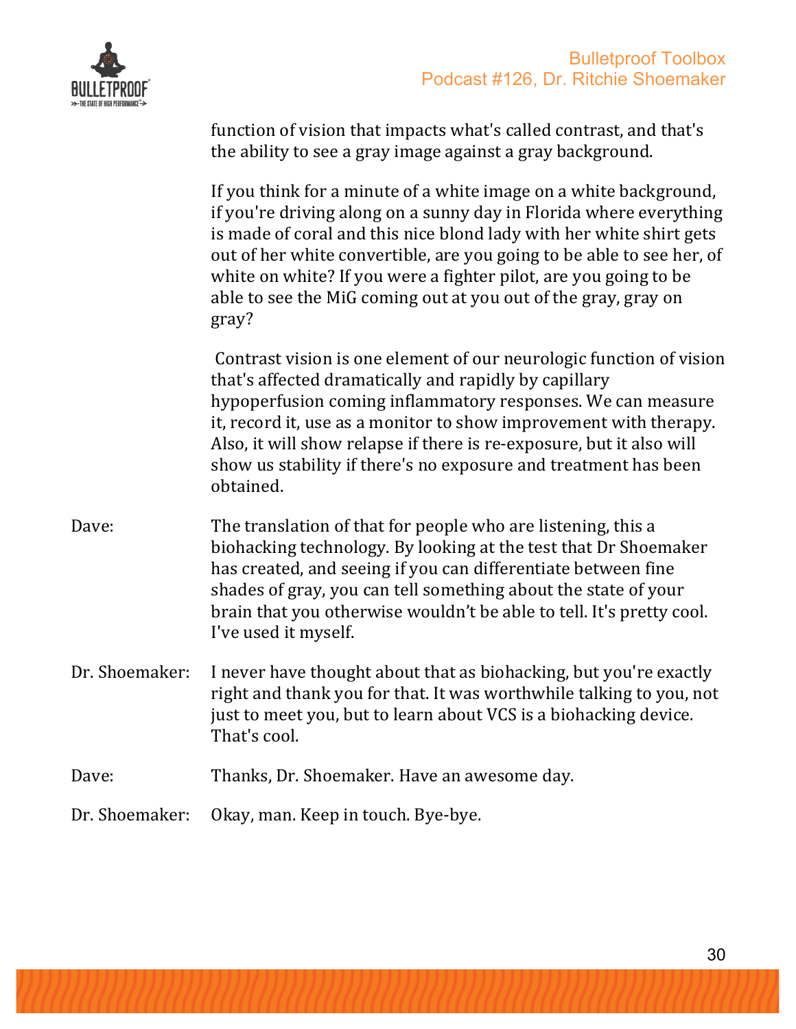function of vision that impacts what's called contrast, and that's the ability to see a gray image against a gray background.

If you think for a minute of a white image on a white background, if you're driving along on a sunny day in Florida where everything is made of coral and this nice blond lady with her white shirt gets out of her white convertible, are you going to be able to see her, of white on white? If you were a fighter pilot, are you going to be able to see the MiG coming out at you out of the gray, gray on gray?

Contrast vision is one element of our neurologic function of vision that's affected dramatically and rapidly by capillary hypoperfusion coming inflammatory responses. We can measure it, record it, use as a monitor to show improvement with therapy. Also, it will show relapse if there is re-exposure, but it also will show us stability if there's no exposure and treatment has been obtained.

Dave: The translation of that for people who are listening, this a biohacking technology. By looking at the test that Dr Shoemaker has created, and seeing if you can differentiate between fine shades of gray, you can tell something about the state of your brain that you otherwise wouldn't be able to tell. It's pretty cool. I've used it myself.

Dr. Shoemaker: I never have thought about that as biohacking, but you're exactly right and thank you for that. It was worthwhile talking to you, not just to meet you, but to learn about VCS is a biohacking device. That's cool.

Dave: Thanks, Dr. Shoemaker. Have an awesome day.

Dr. Shoemaker: Okay, man. Keep in touch. Bye-bye.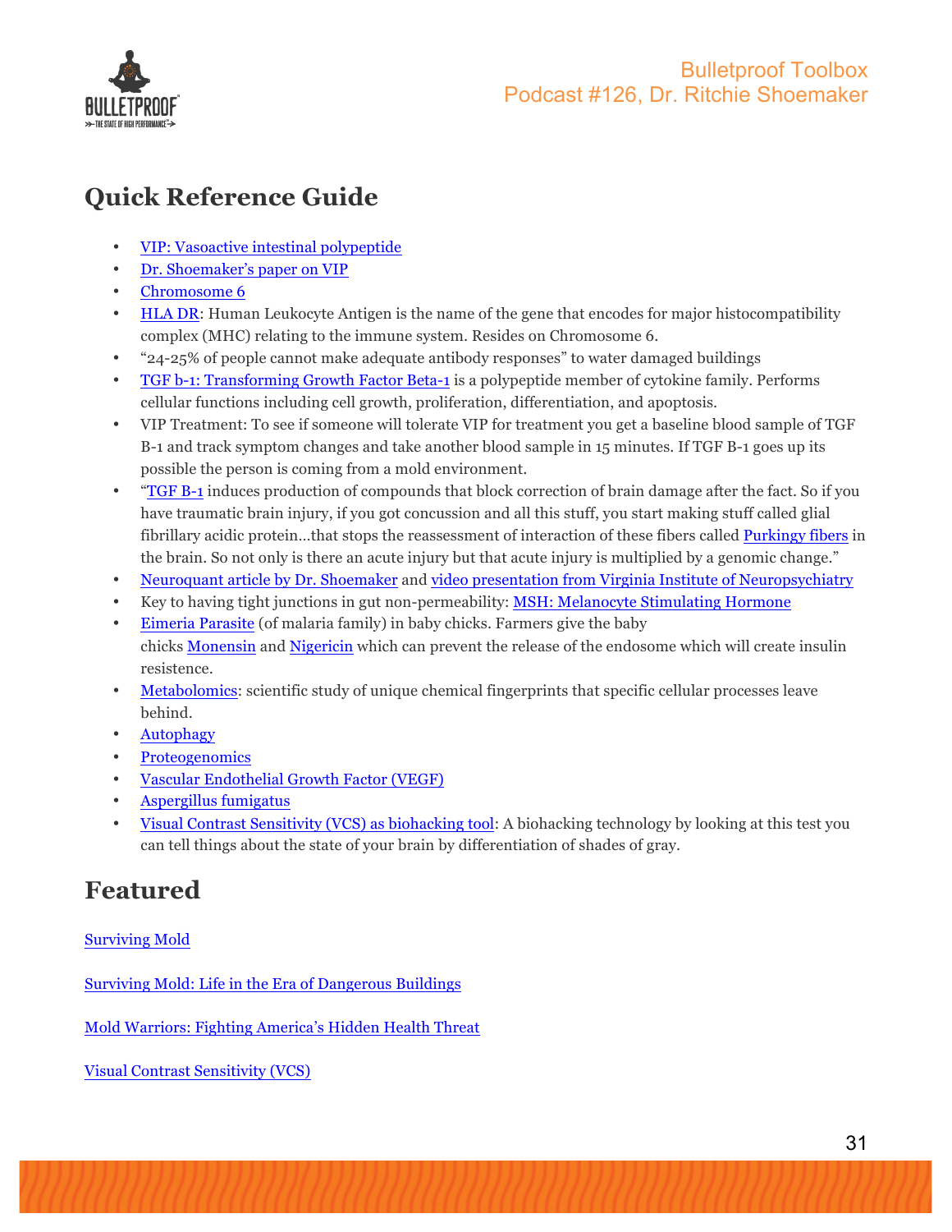## Quick Reference Guide

- VIP: Vasoactive intestinal polypeptide
- Dr. Shoemaker's paper on VIP
- Chromosome 6
- HLA DR: Human Leukocyte Antigen is the name of the gene that encodes for major histocompatibility complex (MHC) relating to the immune system. Resides on Chromosome 6.
- "24-25% of people cannot make adequate antibody responses" to water damaged buildings
- TGF b-1: Transforming Growth Factor Beta-1 is a polypeptide member of cytokine family. Performs cellular functions including cell growth, proliferation, differentiation, and apoptosis.
- VIP Treatment: To see if someone will tolerate VIP for treatment you get a baseline blood sample of TGF B-1 and track symptom changes and take another blood sample in 15 minutes. If TGF B-1 goes up its possible the person is coming from a mold environment.
- "TGF B-1 induces production of compounds that block correction of brain damage after the fact. So if you have traumatic brain injury, if you got concussion and all this stuff, you start making stuff called glial fibrillary acidic protein…that stops the reassessment of interaction of these fibers called Purkingy fibers in the brain. So not only is there an acute injury but that acute injury is multiplied by a genomic change."
- Neuroquant article by Dr. Shoemaker and video presentation from Virginia Institute of Neuropsychiatry
- Key to having tight junctions in gut non-permeability: MSH: Melanocyte Stimulating Hormone
- Eimeria Parasite (of malaria family) in baby chicks. Farmers give the baby chicks Monensin and Nigericin which can prevent the release of the endosome which will create insulin resistence.
- Metabolomics: scientific study of unique chemical fingerprints that specific cellular processes leave behind.
- Autophagy
- Proteogenomics
- Vascular Endothelial Growth Factor (VEGF)
- Aspergillus fumigatus
- Visual Contrast Sensitivity (VCS) as biohacking tool: A biohacking technology by looking at this test you can tell things about the state of your brain by differentiation of shades of gray.

## Featured

Surviving Mold

Surviving Mold: Life in the Era of Dangerous Buildings

Mold Warriors: Fighting America's Hidden Health Threat

Visual Contrast Sensitivity (VCS)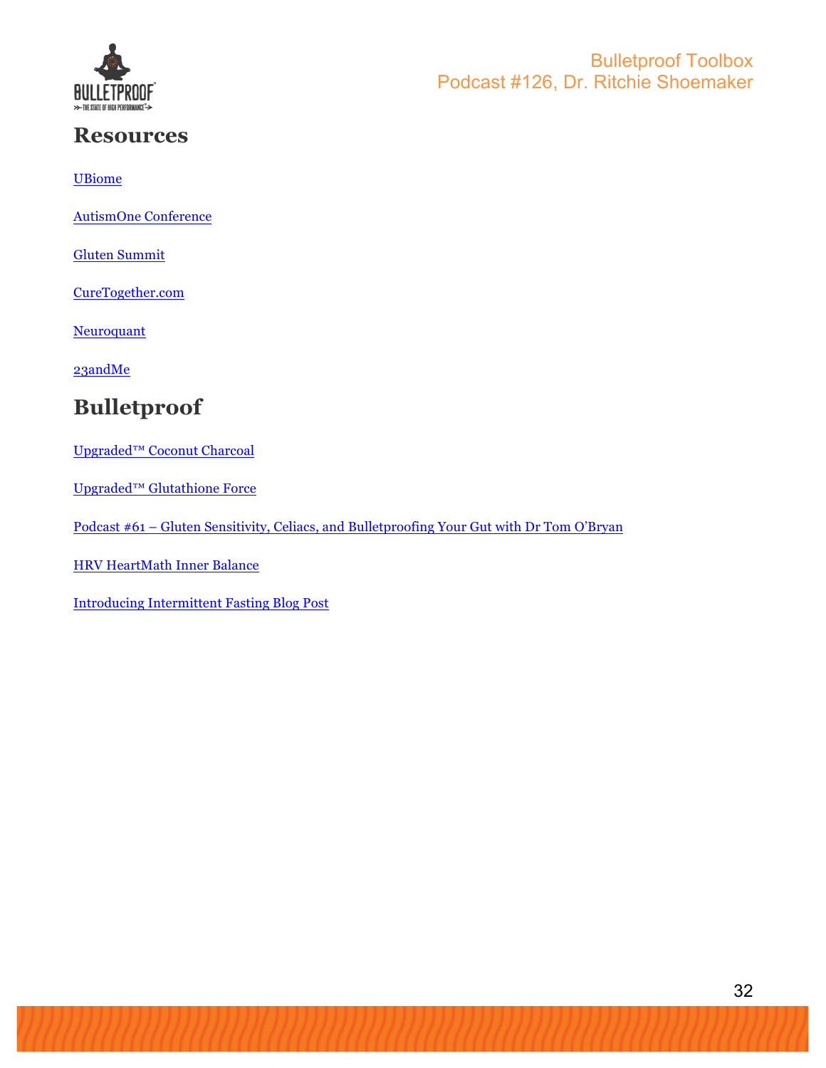## Resources

UBiome

AutismOne Conference

Gluten Summit

CureTogether.com

Neuroquant

23andMe

## Bulletproof

Upgraded™ Coconut Charcoal

Upgraded™ Glutathione Force

Podcast #61 – Gluten Sensitivity, Celiacs, and Bulletproofing Your Gut with Dr Tom O'Bryan

HRV HeartMath Inner Balance

Introducing Intermittent Fasting Blog Post